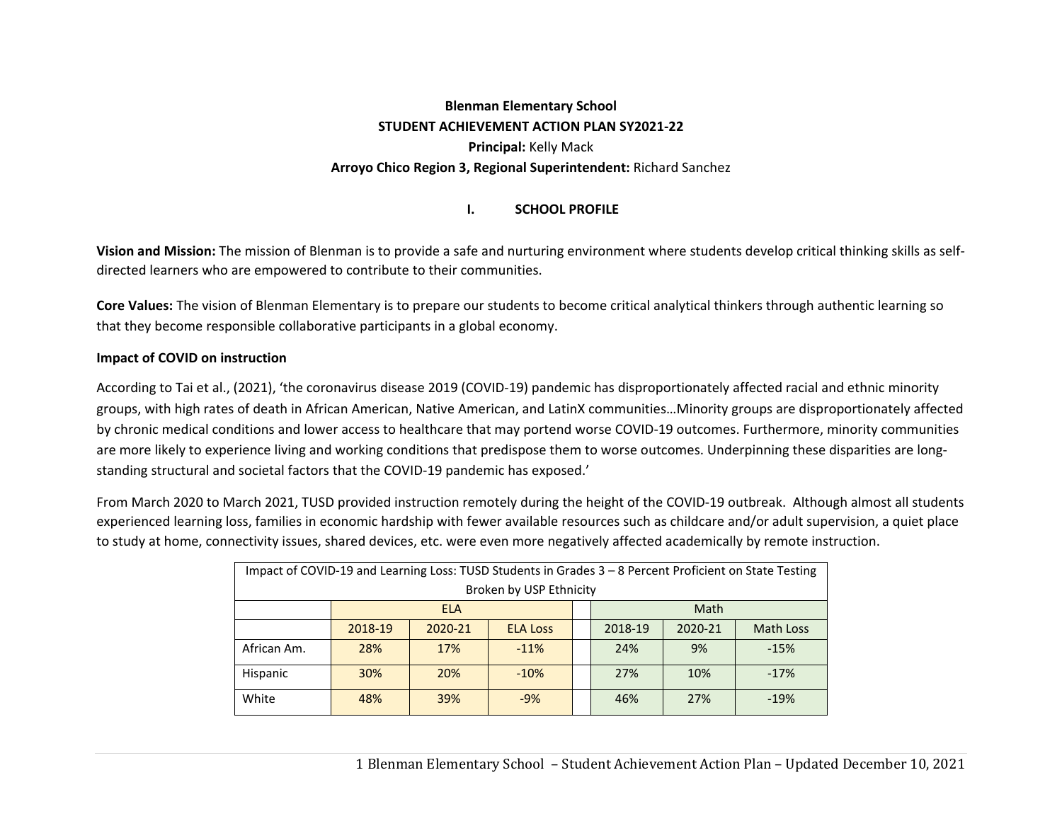**Blenman Elementary School**

**STUDENT ACHIEVEMENT ACTION PLAN SY2021-22**

**Principal:** Kelly Mack

**Arroyo Chico Region 3, Regional Superintendent:** Richard Sanchez

## I. SCHOOL PROFILE

**Vision and Mission:** The mission of Blenman is to provide a safe and nurturing environment where students develop critical thinking skills as self-directed learners who are empowered to contribute to their communities.

**Core Values:** The vision of Blenman Elementary is to prepare our students to become critical analytical thinkers through authentic learning so that they become responsible collaborative participants in a global economy.

**Impact of COVID on instruction**

According to Tai et al., (2021), 'the coronavirus disease 2019 (COVID-19) pandemic has disproportionately affected racial and ethnic minority groups, with high rates of death in African American, Native American, and LatinX communities…Minority groups are disproportionately affected by chronic medical conditions and lower access to healthcare that may portend worse COVID-19 outcomes. Furthermore, minority communities are more likely to experience living and working conditions that predispose them to worse outcomes. Underpinning these disparities are long-standing structural and societal factors that the COVID-19 pandemic has exposed.'

From March 2020 to March 2021, TUSD provided instruction remotely during the height of the COVID-19 outbreak. Although almost all students experienced learning loss, families in economic hardship with fewer available resources such as childcare and/or adult supervision, a quiet place to study at home, connectivity issues, shared devices, etc. were even more negatively affected academically by remote instruction.

| Impact of COVID-19 and Learning Loss: TUSD Students in Grades 3 – 8 Percent Proficient on State Testing Broken by USP Ethnicity | | | | | | | |
|---|---|---|---|---|---|---|---|
| | ELA | | | | Math | | |
| | 2018-19 | 2020-21 | ELA Loss | | 2018-19 | 2020-21 | Math Loss |
| African Am. | 28% | 17% | -11% | | 24% | 9% | -15% |
| Hispanic | 30% | 20% | -10% | | 27% | 10% | -17% |
| White | 48% | 39% | -9% | | 46% | 27% | -19% |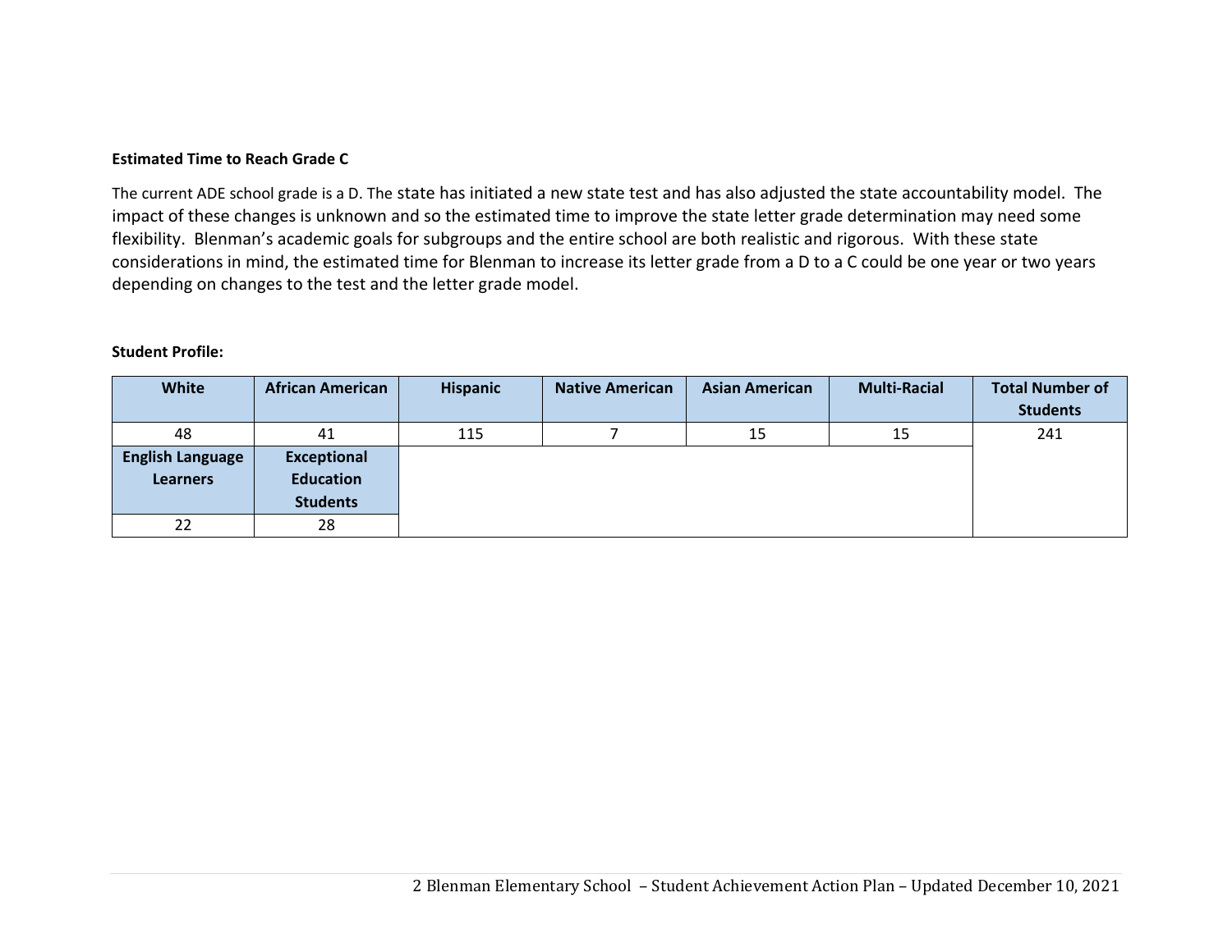**Estimated Time to Reach Grade C**

The current ADE school grade is a D. The state has initiated a new state test and has also adjusted the state accountability model. The impact of these changes is unknown and so the estimated time to improve the state letter grade determination may need some flexibility. Blenman's academic goals for subgroups and the entire school are both realistic and rigorous. With these state considerations in mind, the estimated time for Blenman to increase its letter grade from a D to a C could be one year or two years depending on changes to the test and the letter grade model.

**Student Profile:**

| White | African American | Hispanic | Native American | Asian American | Multi-Racial | Total Number of Students |
|---|---|---|---|---|---|---|
| 48 | 41 | 115 | 7 | 15 | 15 | 241 |
| **English Language Learners** | **Exceptional Education Students** | | | | | |
| 22 | 28 | | | | | |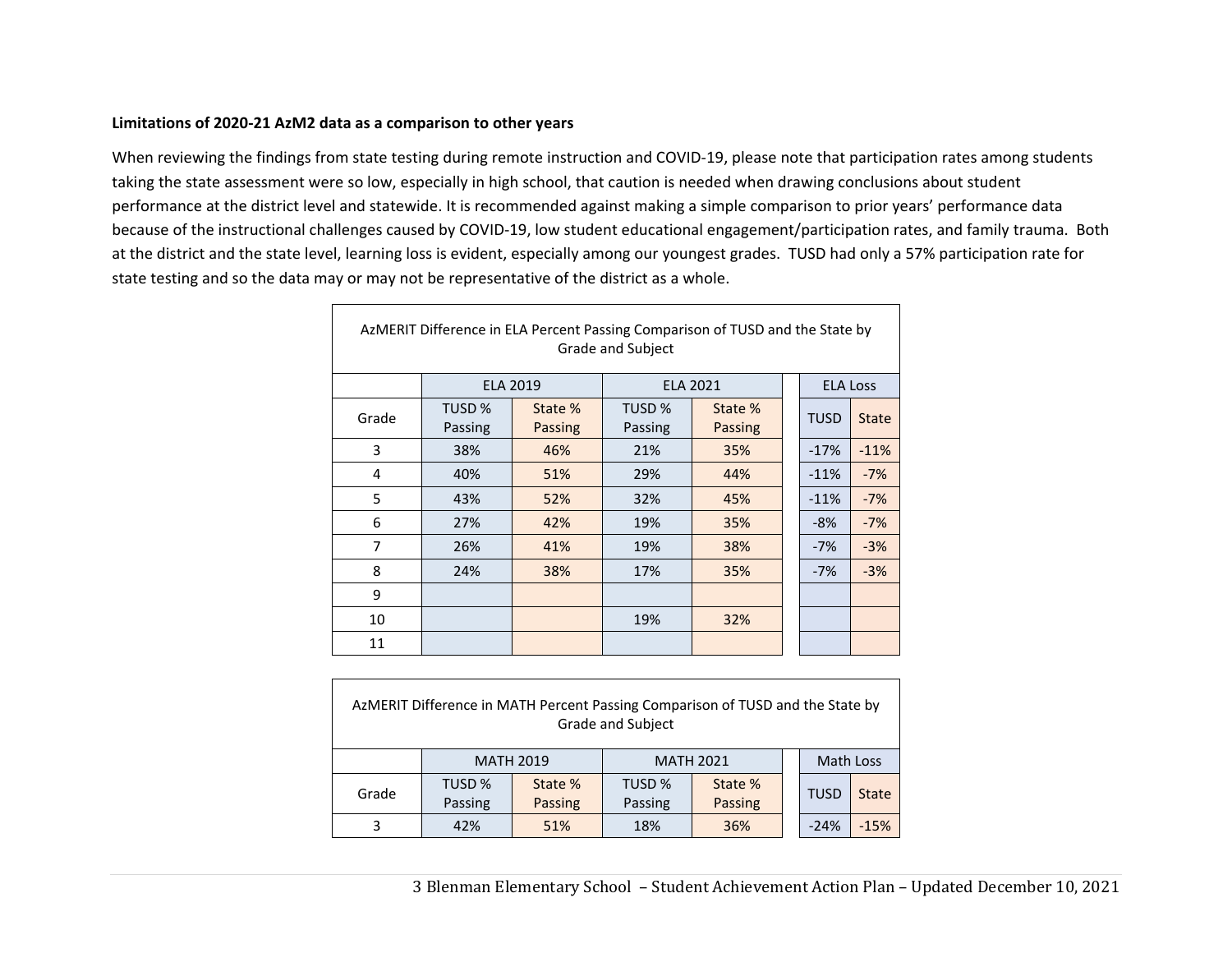**Limitations of 2020-21 AzM2 data as a comparison to other years**

When reviewing the findings from state testing during remote instruction and COVID-19, please note that participation rates among students taking the state assessment were so low, especially in high school, that caution is needed when drawing conclusions about student performance at the district level and statewide. It is recommended against making a simple comparison to prior years' performance data because of the instructional challenges caused by COVID-19, low student educational engagement/participation rates, and family trauma. Both at the district and the state level, learning loss is evident, especially among our youngest grades. TUSD had only a 57% participation rate for state testing and so the data may or may not be representative of the district as a whole.

AzMERIT Difference in ELA Percent Passing Comparison of TUSD and the State by Grade and Subject

| | ELA 2019 | | ELA 2021 | | | ELA Loss | |
|---|---|---|---|---|---|---|---|
| Grade | TUSD % Passing | State % Passing | TUSD % Passing | State % Passing | | TUSD | State |
| 3 | 38% | 46% | 21% | 35% | | -17% | -11% |
| 4 | 40% | 51% | 29% | 44% | | -11% | -7% |
| 5 | 43% | 52% | 32% | 45% | | -11% | -7% |
| 6 | 27% | 42% | 19% | 35% | | -8% | -7% |
| 7 | 26% | 41% | 19% | 38% | | -7% | -3% |
| 8 | 24% | 38% | 17% | 35% | | -7% | -3% |
| 9 | | | | | | | |
| 10 | | | 19% | 32% | | | |
| 11 | | | | | | | |

AzMERIT Difference in MATH Percent Passing Comparison of TUSD and the State by Grade and Subject

| | MATH 2019 | | MATH 2021 | | | Math Loss | |
|---|---|---|---|---|---|---|---|
| Grade | TUSD % Passing | State % Passing | TUSD % Passing | State % Passing | | TUSD | State |
| 3 | 42% | 51% | 18% | 36% | | -24% | -15% |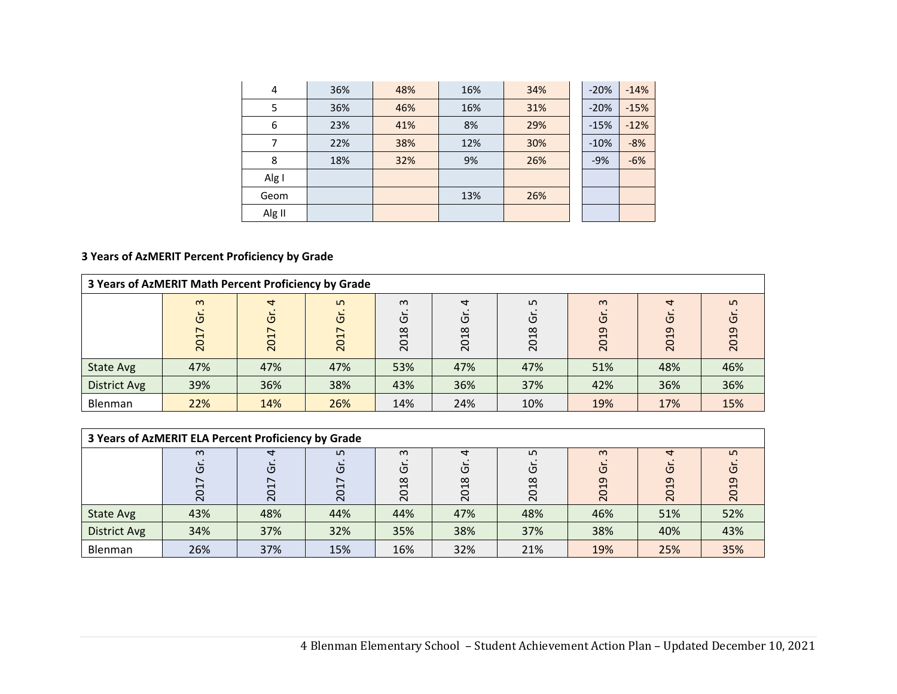| | | | | | | |
|---|---|---|---|---|---|---|
| 4 | 36% | 48% | 16% | 34% | -20% | -14% |
| 5 | 36% | 46% | 16% | 31% | -20% | -15% |
| 6 | 23% | 41% | 8% | 29% | -15% | -12% |
| 7 | 22% | 38% | 12% | 30% | -10% | -8% |
| 8 | 18% | 32% | 9% | 26% | -9% | -6% |
| Alg I | | | | | | |
| Geom | | | 13% | 26% | | |
| Alg II | | | | | | |

**3 Years of AzMERIT Percent Proficiency by Grade**

| 3 Years of AzMERIT Math Percent Proficiency by Grade | | | | | | | | | |
|---|---|---|---|---|---|---|---|---|---|
| | 2017 Gr. 3 | 2017 Gr. 4 | 2017 Gr. 5 | 2018 Gr. 3 | 2018 Gr. 4 | 2018 Gr. 5 | 2019 Gr. 3 | 2019 Gr. 4 | 2019 Gr. 5 |
| State Avg | 47% | 47% | 47% | 53% | 47% | 47% | 51% | 48% | 46% |
| District Avg | 39% | 36% | 38% | 43% | 36% | 37% | 42% | 36% | 36% |
| Blenman | 22% | 14% | 26% | 14% | 24% | 10% | 19% | 17% | 15% |

| 3 Years of AzMERIT ELA Percent Proficiency by Grade | | | | | | | | | |
|---|---|---|---|---|---|---|---|---|---|
| | 2017 Gr. 3 | 2017 Gr. 4 | 2017 Gr. 5 | 2018 Gr. 3 | 2018 Gr. 4 | 2018 Gr. 5 | 2019 Gr. 3 | 2019 Gr. 4 | 2019 Gr. 5 |
| State Avg | 43% | 48% | 44% | 44% | 47% | 48% | 46% | 51% | 52% |
| District Avg | 34% | 37% | 32% | 35% | 38% | 37% | 38% | 40% | 43% |
| Blenman | 26% | 37% | 15% | 16% | 32% | 21% | 19% | 25% | 35% |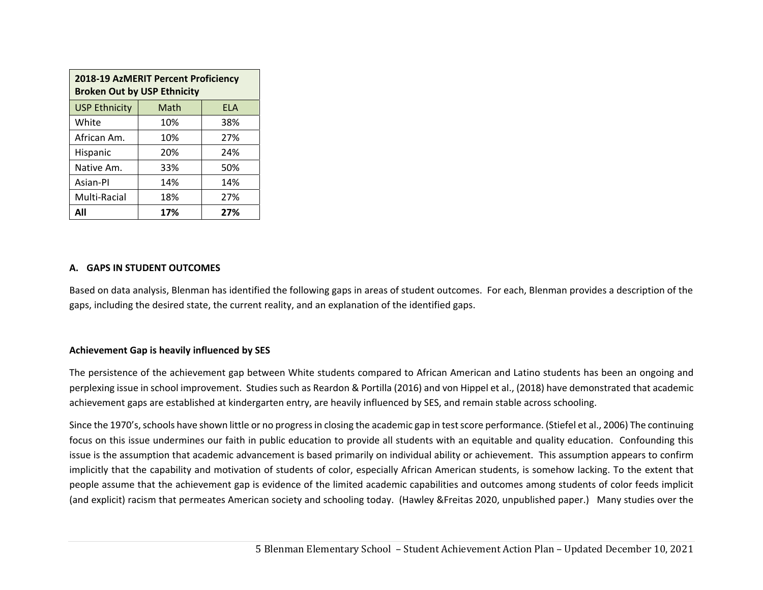| 2018-19 AzMERIT Percent Proficiency Broken Out by USP Ethnicity | | |
|---|---|---|
| USP Ethnicity | Math | ELA |
| White | 10% | 38% |
| African Am. | 10% | 27% |
| Hispanic | 20% | 24% |
| Native Am. | 33% | 50% |
| Asian-PI | 14% | 14% |
| Multi-Racial | 18% | 27% |
| **All** | **17%** | **27%** |

### A. GAPS IN STUDENT OUTCOMES

Based on data analysis, Blenman has identified the following gaps in areas of student outcomes. For each, Blenman provides a description of the gaps, including the desired state, the current reality, and an explanation of the identified gaps.

#### Achievement Gap is heavily influenced by SES

The persistence of the achievement gap between White students compared to African American and Latino students has been an ongoing and perplexing issue in school improvement. Studies such as Reardon & Portilla (2016) and von Hippel et al., (2018) have demonstrated that academic achievement gaps are established at kindergarten entry, are heavily influenced by SES, and remain stable across schooling.

Since the 1970's, schools have shown little or no progress in closing the academic gap in test score performance. (Stiefel et al., 2006) The continuing focus on this issue undermines our faith in public education to provide all students with an equitable and quality education. Confounding this issue is the assumption that academic advancement is based primarily on individual ability or achievement. This assumption appears to confirm implicitly that the capability and motivation of students of color, especially African American students, is somehow lacking. To the extent that people assume that the achievement gap is evidence of the limited academic capabilities and outcomes among students of color feeds implicit (and explicit) racism that permeates American society and schooling today. (Hawley &Freitas 2020, unpublished paper.) Many studies over the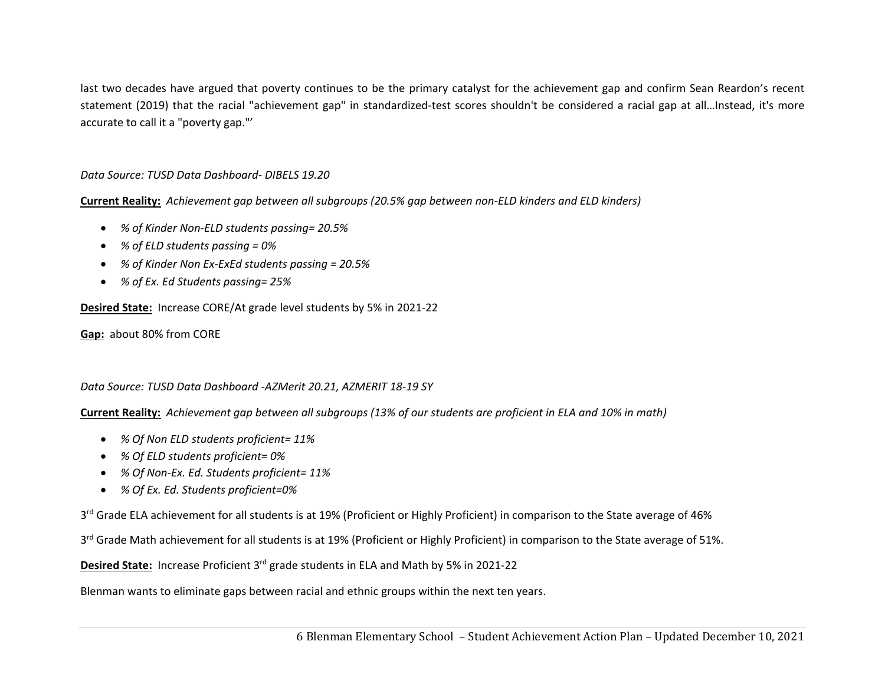last two decades have argued that poverty continues to be the primary catalyst for the achievement gap and confirm Sean Reardon's recent statement (2019) that the racial "achievement gap" in standardized-test scores shouldn't be considered a racial gap at all…Instead, it's more accurate to call it a "poverty gap."'

*Data Source: TUSD Data Dashboard- DIBELS 19.20*

**Current Reality:** *Achievement gap between all subgroups (20.5% gap between non-ELD kinders and ELD kinders)*

- *% of Kinder Non-ELD students passing= 20.5%*
- *% of ELD students passing = 0%*
- *% of Kinder Non Ex-ExEd students passing = 20.5%*
- *% of Ex. Ed Students passing= 25%*

**Desired State:** Increase CORE/At grade level students by 5% in 2021-22

**Gap:** about 80% from CORE

*Data Source: TUSD Data Dashboard -AZMerit 20.21, AZMERIT 18-19 SY*

**Current Reality:** *Achievement gap between all subgroups (13% of our students are proficient in ELA and 10% in math)*

- *% Of Non ELD students proficient= 11%*
- *% Of ELD students proficient= 0%*
- *% Of Non-Ex. Ed. Students proficient= 11%*
- *% Of Ex. Ed. Students proficient=0%*

3rd Grade ELA achievement for all students is at 19% (Proficient or Highly Proficient) in comparison to the State average of 46%

3rd Grade Math achievement for all students is at 19% (Proficient or Highly Proficient) in comparison to the State average of 51%.

**Desired State:** Increase Proficient 3rd grade students in ELA and Math by 5% in 2021-22

Blenman wants to eliminate gaps between racial and ethnic groups within the next ten years.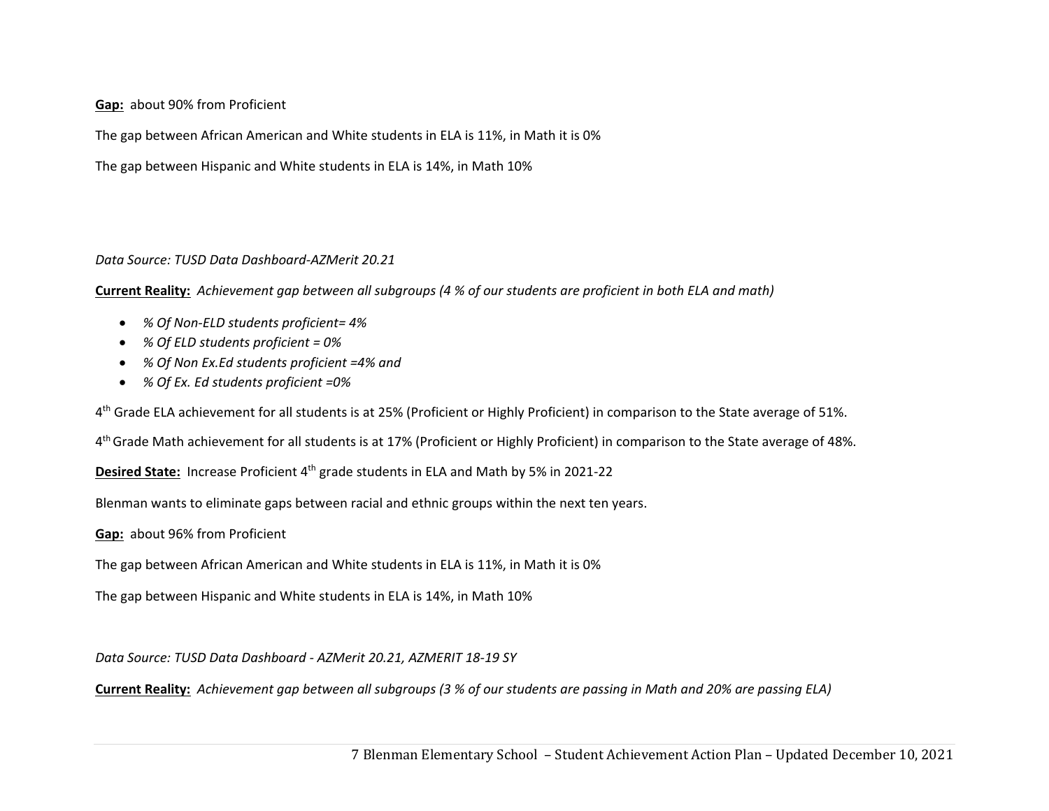**Gap:** about 90% from Proficient

The gap between African American and White students in ELA is 11%, in Math it is 0%

The gap between Hispanic and White students in ELA is 14%, in Math 10%

*Data Source: TUSD Data Dashboard-AZMerit 20.21*

**Current Reality:** *Achievement gap between all subgroups (4 % of our students are proficient in both ELA and math)*

- *% Of Non-ELD students proficient= 4%*
- *% Of ELD students proficient = 0%*
- *% Of Non Ex.Ed students proficient =4% and*
- *% Of Ex. Ed students proficient =0%*

4th Grade ELA achievement for all students is at 25% (Proficient or Highly Proficient) in comparison to the State average of 51%.

4th Grade Math achievement for all students is at 17% (Proficient or Highly Proficient) in comparison to the State average of 48%.

**Desired State:** Increase Proficient 4th grade students in ELA and Math by 5% in 2021-22

Blenman wants to eliminate gaps between racial and ethnic groups within the next ten years.

**Gap:** about 96% from Proficient

The gap between African American and White students in ELA is 11%, in Math it is 0%

The gap between Hispanic and White students in ELA is 14%, in Math 10%

*Data Source: TUSD Data Dashboard - AZMerit 20.21, AZMERIT 18-19 SY*

**Current Reality:** *Achievement gap between all subgroups (3 % of our students are passing in Math and 20% are passing ELA)*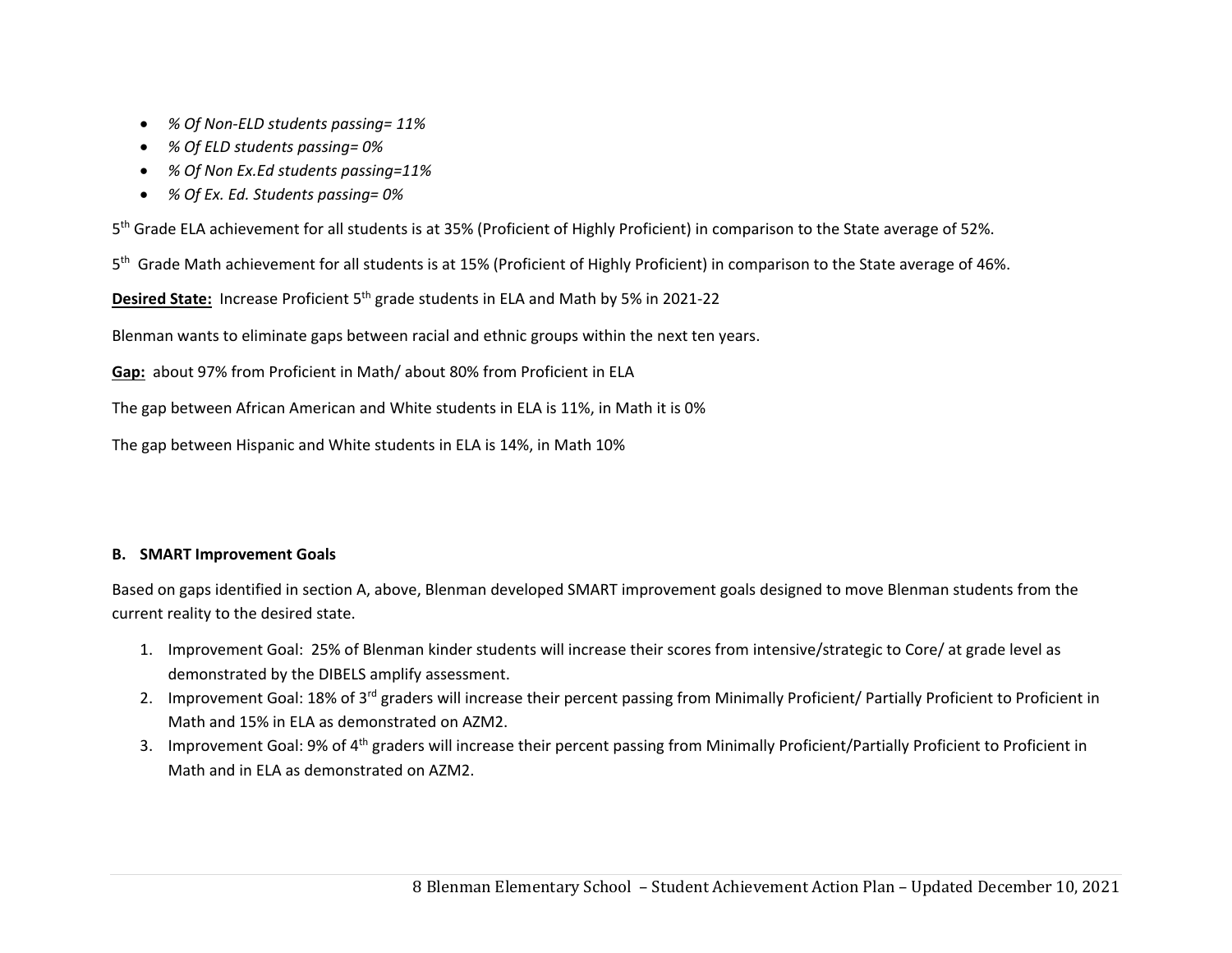- *% Of Non-ELD students passing= 11%*
- *% Of ELD students passing= 0%*
- *% Of Non Ex.Ed students passing=11%*
- *% Of Ex. Ed. Students passing= 0%*

5th Grade ELA achievement for all students is at 35% (Proficient of Highly Proficient) in comparison to the State average of 52%.

5th Grade Math achievement for all students is at 15% (Proficient of Highly Proficient) in comparison to the State average of 46%.

**Desired State:** Increase Proficient 5th grade students in ELA and Math by 5% in 2021-22

Blenman wants to eliminate gaps between racial and ethnic groups within the next ten years.

**Gap:** about 97% from Proficient in Math/ about 80% from Proficient in ELA

The gap between African American and White students in ELA is 11%, in Math it is 0%

The gap between Hispanic and White students in ELA is 14%, in Math 10%

**B. SMART Improvement Goals**

Based on gaps identified in section A, above, Blenman developed SMART improvement goals designed to move Blenman students from the current reality to the desired state.

1. Improvement Goal: 25% of Blenman kinder students will increase their scores from intensive/strategic to Core/ at grade level as demonstrated by the DIBELS amplify assessment.
2. Improvement Goal: 18% of 3rd graders will increase their percent passing from Minimally Proficient/ Partially Proficient to Proficient in Math and 15% in ELA as demonstrated on AZM2.
3. Improvement Goal: 9% of 4th graders will increase their percent passing from Minimally Proficient/Partially Proficient to Proficient in Math and in ELA as demonstrated on AZM2.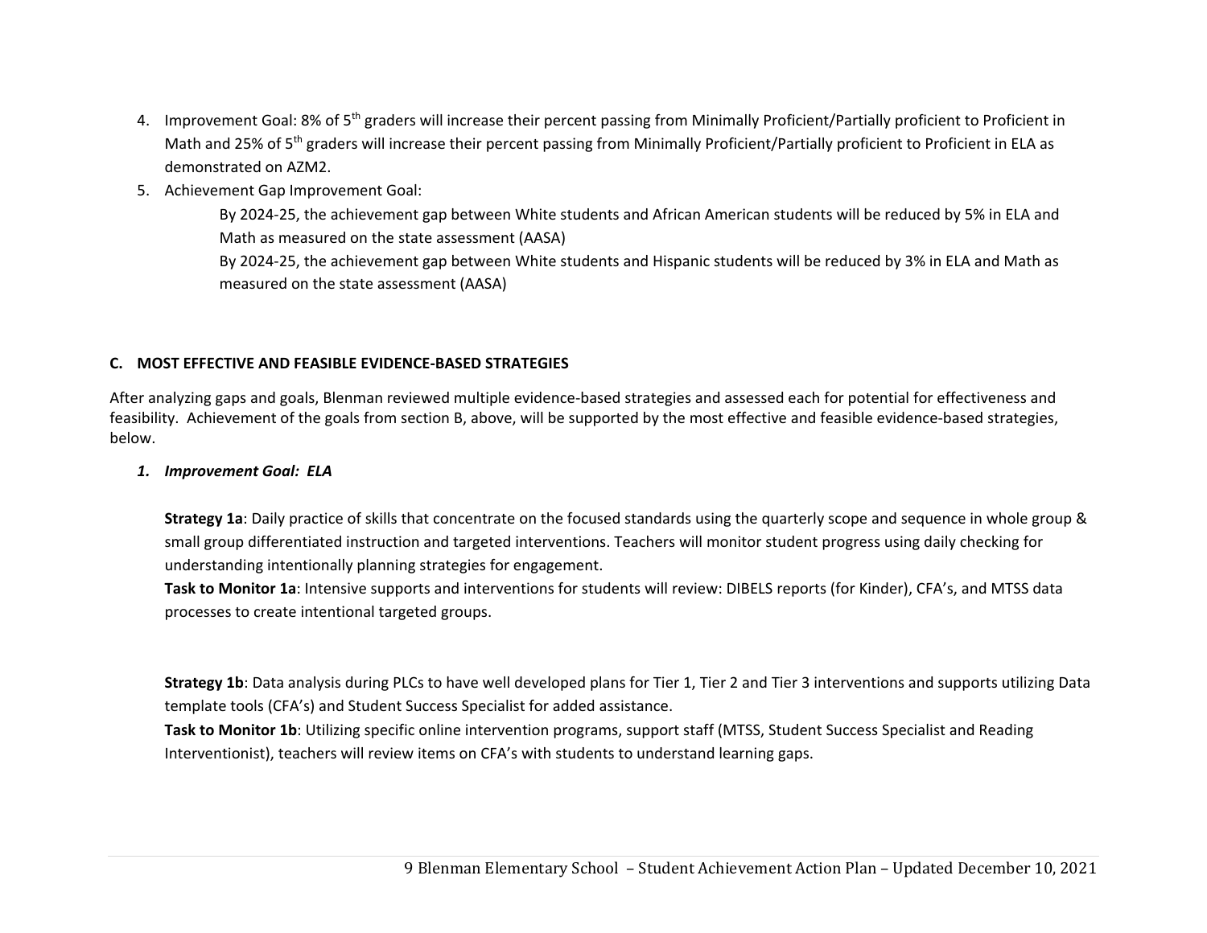4. Improvement Goal: 8% of 5th graders will increase their percent passing from Minimally Proficient/Partially proficient to Proficient in Math and 25% of 5th graders will increase their percent passing from Minimally Proficient/Partially proficient to Proficient in ELA as demonstrated on AZM2.
5. Achievement Gap Improvement Goal:

   By 2024-25, the achievement gap between White students and African American students will be reduced by 5% in ELA and Math as measured on the state assessment (AASA)

   By 2024-25, the achievement gap between White students and Hispanic students will be reduced by 3% in ELA and Math as measured on the state assessment (AASA)

## C. MOST EFFECTIVE AND FEASIBLE EVIDENCE-BASED STRATEGIES

After analyzing gaps and goals, Blenman reviewed multiple evidence-based strategies and assessed each for potential for effectiveness and feasibility. Achievement of the goals from section B, above, will be supported by the most effective and feasible evidence-based strategies, below.

### *1. Improvement Goal: ELA*

**Strategy 1a**: Daily practice of skills that concentrate on the focused standards using the quarterly scope and sequence in whole group & small group differentiated instruction and targeted interventions. Teachers will monitor student progress using daily checking for understanding intentionally planning strategies for engagement.
**Task to Monitor 1a**: Intensive supports and interventions for students will review: DIBELS reports (for Kinder), CFA's, and MTSS data processes to create intentional targeted groups.

**Strategy 1b**: Data analysis during PLCs to have well developed plans for Tier 1, Tier 2 and Tier 3 interventions and supports utilizing Data template tools (CFA's) and Student Success Specialist for added assistance.
**Task to Monitor 1b**: Utilizing specific online intervention programs, support staff (MTSS, Student Success Specialist and Reading Interventionist), teachers will review items on CFA's with students to understand learning gaps.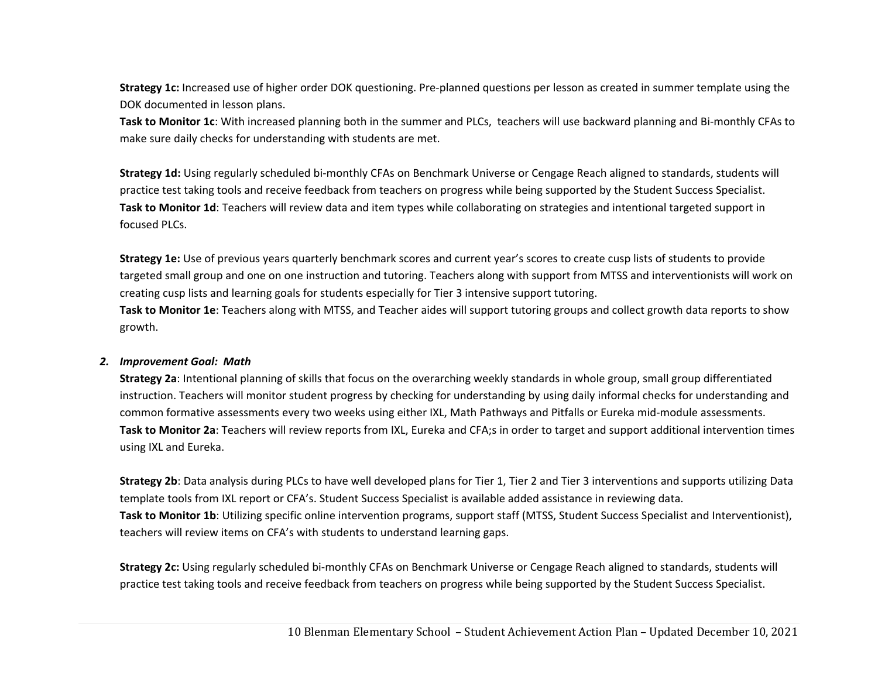**Strategy 1c:** Increased use of higher order DOK questioning. Pre-planned questions per lesson as created in summer template using the DOK documented in lesson plans.
**Task to Monitor 1c**: With increased planning both in the summer and PLCs, teachers will use backward planning and Bi-monthly CFAs to make sure daily checks for understanding with students are met.

**Strategy 1d:** Using regularly scheduled bi-monthly CFAs on Benchmark Universe or Cengage Reach aligned to standards, students will practice test taking tools and receive feedback from teachers on progress while being supported by the Student Success Specialist.
**Task to Monitor 1d**: Teachers will review data and item types while collaborating on strategies and intentional targeted support in focused PLCs.

**Strategy 1e:** Use of previous years quarterly benchmark scores and current year's scores to create cusp lists of students to provide targeted small group and one on one instruction and tutoring. Teachers along with support from MTSS and interventionists will work on creating cusp lists and learning goals for students especially for Tier 3 intensive support tutoring.
**Task to Monitor 1e**: Teachers along with MTSS, and Teacher aides will support tutoring groups and collect growth data reports to show growth.

2. ***Improvement Goal: Math***

**Strategy 2a**: Intentional planning of skills that focus on the overarching weekly standards in whole group, small group differentiated instruction. Teachers will monitor student progress by checking for understanding by using daily informal checks for understanding and common formative assessments every two weeks using either IXL, Math Pathways and Pitfalls or Eureka mid-module assessments.
**Task to Monitor 2a**: Teachers will review reports from IXL, Eureka and CFA;s in order to target and support additional intervention times using IXL and Eureka.

**Strategy 2b**: Data analysis during PLCs to have well developed plans for Tier 1, Tier 2 and Tier 3 interventions and supports utilizing Data template tools from IXL report or CFA's. Student Success Specialist is available added assistance in reviewing data.
**Task to Monitor 1b**: Utilizing specific online intervention programs, support staff (MTSS, Student Success Specialist and Interventionist), teachers will review items on CFA's with students to understand learning gaps.

**Strategy 2c:** Using regularly scheduled bi-monthly CFAs on Benchmark Universe or Cengage Reach aligned to standards, students will practice test taking tools and receive feedback from teachers on progress while being supported by the Student Success Specialist.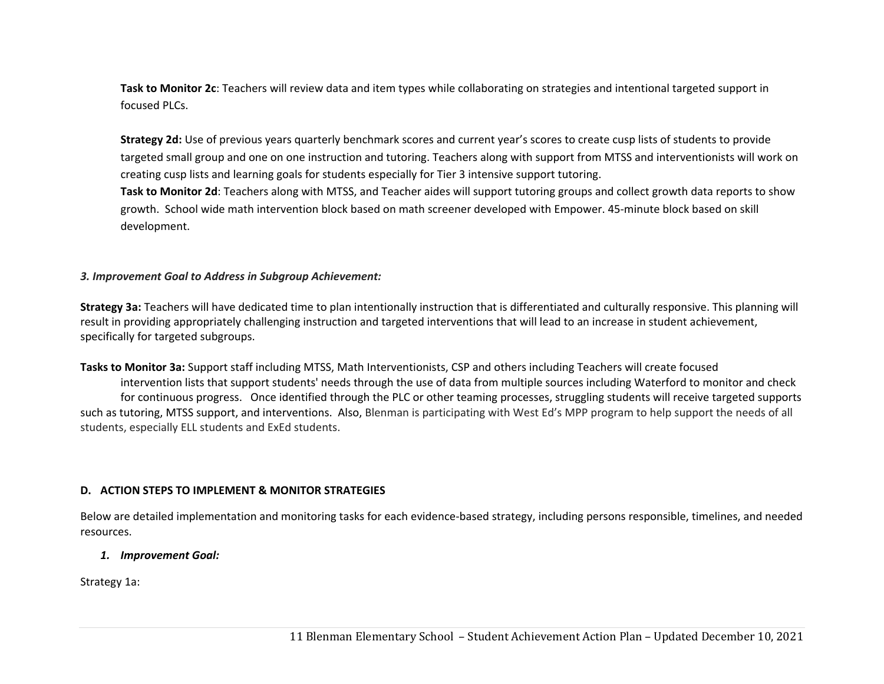**Task to Monitor 2c**: Teachers will review data and item types while collaborating on strategies and intentional targeted support in focused PLCs.

**Strategy 2d:** Use of previous years quarterly benchmark scores and current year's scores to create cusp lists of students to provide targeted small group and one on one instruction and tutoring. Teachers along with support from MTSS and interventionists will work on creating cusp lists and learning goals for students especially for Tier 3 intensive support tutoring.

**Task to Monitor 2d**: Teachers along with MTSS, and Teacher aides will support tutoring groups and collect growth data reports to show growth. School wide math intervention block based on math screener developed with Empower. 45-minute block based on skill development.

***3. Improvement Goal to Address in Subgroup Achievement:***

**Strategy 3a:** Teachers will have dedicated time to plan intentionally instruction that is differentiated and culturally responsive. This planning will result in providing appropriately challenging instruction and targeted interventions that will lead to an increase in student achievement, specifically for targeted subgroups.

**Tasks to Monitor 3a:** Support staff including MTSS, Math Interventionists, CSP and others including Teachers will create focused intervention lists that support students' needs through the use of data from multiple sources including Waterford to monitor and check for continuous progress. Once identified through the PLC or other teaming processes, struggling students will receive targeted supports such as tutoring, MTSS support, and interventions. Also, Blenman is participating with West Ed's MPP program to help support the needs of all students, especially ELL students and ExEd students.

## D. ACTION STEPS TO IMPLEMENT & MONITOR STRATEGIES

Below are detailed implementation and monitoring tasks for each evidence-based strategy, including persons responsible, timelines, and needed resources.

1. ***Improvement Goal:***

Strategy 1a: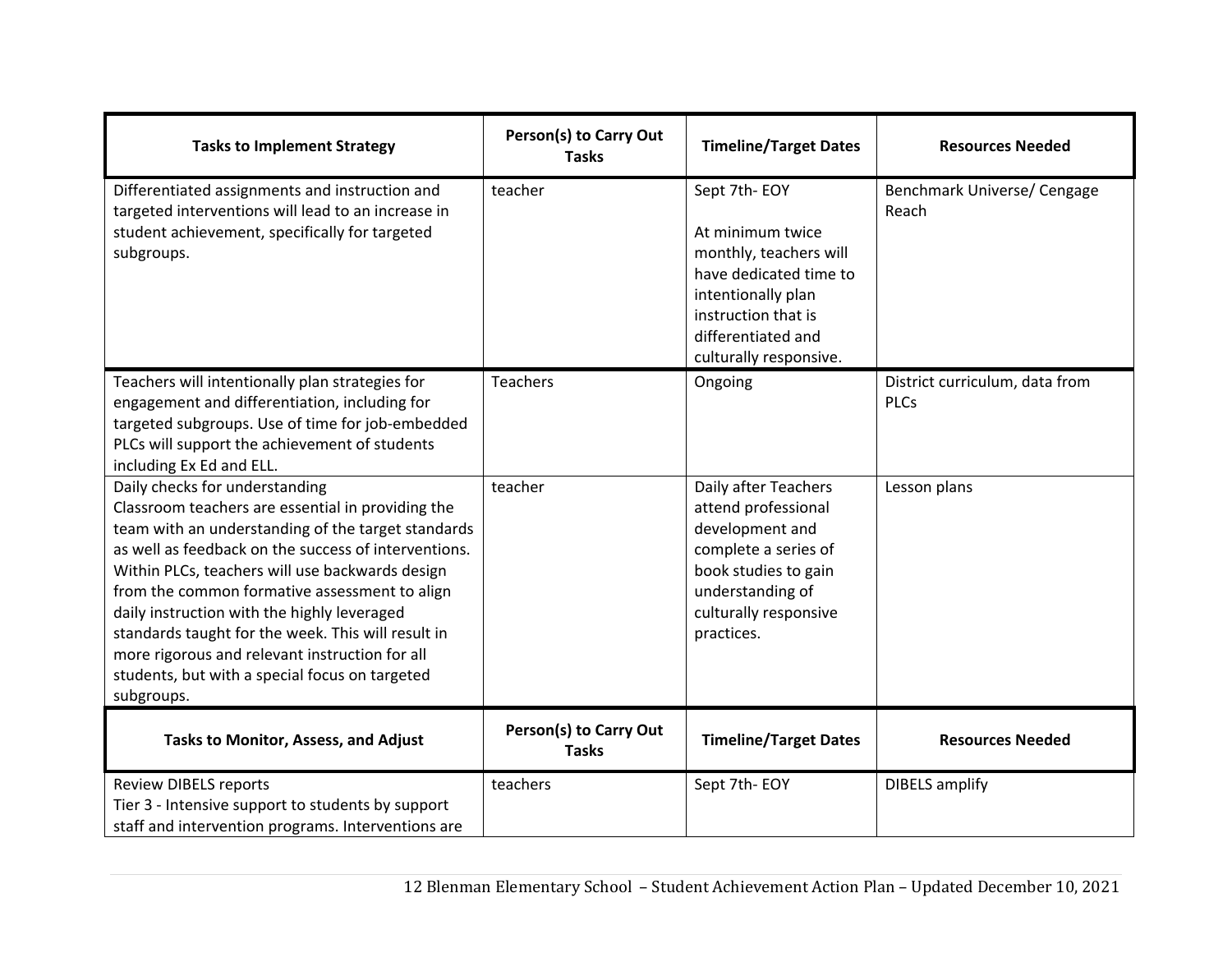| Tasks to Implement Strategy | Person(s) to Carry Out Tasks | Timeline/Target Dates | Resources Needed |
| --- | --- | --- | --- |
| Differentiated assignments and instruction and targeted interventions will lead to an increase in student achievement, specifically for targeted subgroups. | teacher | Sept 7th- EOY<br><br>At minimum twice monthly, teachers will have dedicated time to intentionally plan instruction that is differentiated and culturally responsive. | Benchmark Universe/ Cengage Reach |
| Teachers will intentionally plan strategies for engagement and differentiation, including for targeted subgroups. Use of time for job-embedded PLCs will support the achievement of students including Ex Ed and ELL. | Teachers | Ongoing | District curriculum, data from PLCs |
| Daily checks for understanding<br>Classroom teachers are essential in providing the team with an understanding of the target standards as well as feedback on the success of interventions. Within PLCs, teachers will use backwards design from the common formative assessment to align daily instruction with the highly leveraged standards taught for the week. This will result in more rigorous and relevant instruction for all students, but with a special focus on targeted subgroups. | teacher | Daily after Teachers attend professional development and complete a series of book studies to gain understanding of culturally responsive practices. | Lesson plans |

| Tasks to Monitor, Assess, and Adjust | Person(s) to Carry Out Tasks | Timeline/Target Dates | Resources Needed |
| --- | --- | --- | --- |
| Review DIBELS reports<br>Tier 3 - Intensive support to students by support staff and intervention programs. Interventions are | teachers | Sept 7th- EOY | DIBELS amplify |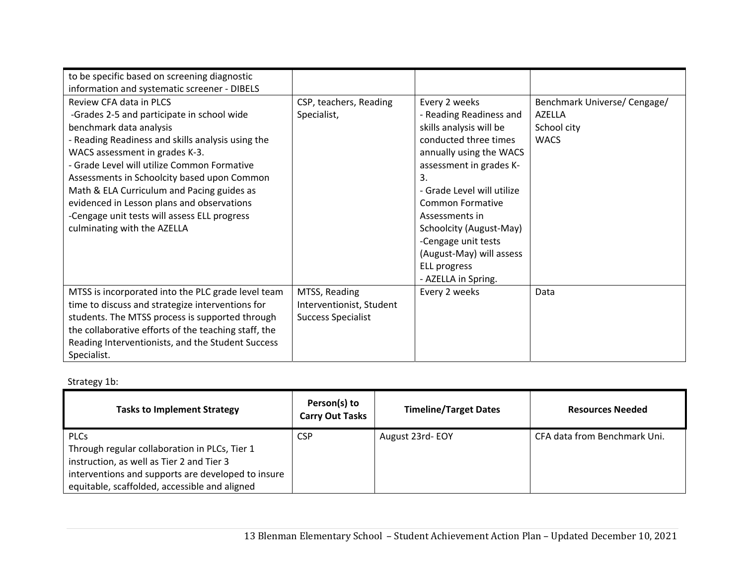| | | | |
|---|---|---|---|
| to be specific based on screening diagnostic information and systematic screener - DIBELS | | | |
| Review CFA data in PLCS<br>-Grades 2-5 and participate in school wide benchmark data analysis<br>- Reading Readiness and skills analysis using the WACS assessment in grades K-3.<br>- Grade Level will utilize Common Formative Assessments in Schoolcity based upon Common Math & ELA Curriculum and Pacing guides as evidenced in Lesson plans and observations<br>-Cengage unit tests will assess ELL progress culminating with the AZELLA | CSP, teachers, Reading Specialist, | Every 2 weeks<br>- Reading Readiness and skills analysis will be conducted three times annually using the WACS assessment in grades K-3.<br>- Grade Level will utilize Common Formative Assessments in Schoolcity (August-May)<br>-Cengage unit tests (August-May) will assess ELL progress<br>- AZELLA in Spring. | Benchmark Universe/ Cengage/<br>AZELLA<br>School city<br>WACS |
| MTSS is incorporated into the PLC grade level team time to discuss and strategize interventions for students. The MTSS process is supported through the collaborative efforts of the teaching staff, the Reading Interventionists, and the Student Success Specialist. | MTSS, Reading Interventionist, Student Success Specialist | Every 2 weeks | Data |

Strategy 1b:

| Tasks to Implement Strategy | Person(s) to Carry Out Tasks | Timeline/Target Dates | Resources Needed |
|---|---|---|---|
| PLCs<br>Through regular collaboration in PLCs, Tier 1 instruction, as well as Tier 2 and Tier 3 interventions and supports are developed to insure equitable, scaffolded, accessible and aligned | CSP | August 23rd- EOY | CFA data from Benchmark Uni. |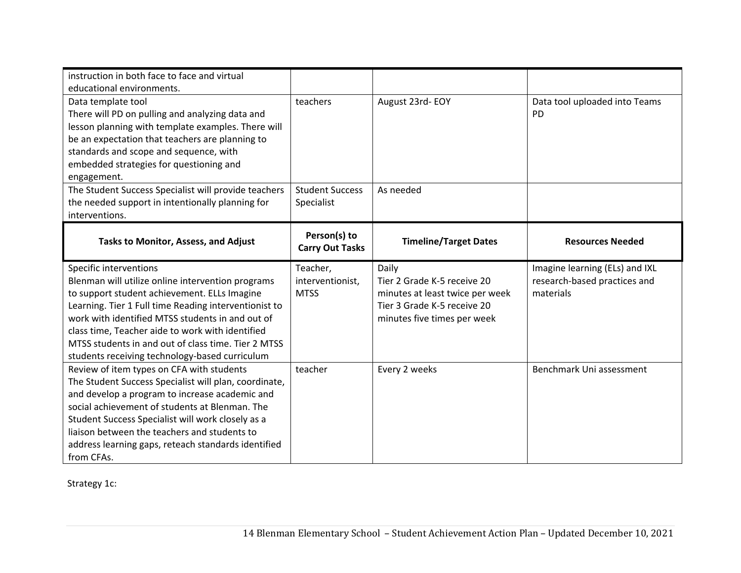| | | | |
|---|---|---|---|
| instruction in both face to face and virtual educational environments. | | | |
| Data template tool<br>There will PD on pulling and analyzing data and lesson planning with template examples. There will be an expectation that teachers are planning to standards and scope and sequence, with embedded strategies for questioning and engagement. | teachers | August 23rd- EOY | Data tool uploaded into Teams<br>PD |
| The Student Success Specialist will provide teachers the needed support in intentionally planning for interventions. | Student Success Specialist | As needed | |

| Tasks to Monitor, Assess, and Adjust | Person(s) to Carry Out Tasks | Timeline/Target Dates | Resources Needed |
|---|---|---|---|
| Specific interventions<br>Blenman will utilize online intervention programs to support student achievement. ELLs Imagine Learning. Tier 1 Full time Reading interventionist to work with identified MTSS students in and out of class time, Teacher aide to work with identified MTSS students in and out of class time. Tier 2 MTSS students receiving technology-based curriculum | Teacher, interventionist, MTSS | Daily<br>Tier 2 Grade K-5 receive 20 minutes at least twice per week<br>Tier 3 Grade K-5 receive 20 minutes five times per week | Imagine learning (ELs) and IXL research-based practices and materials |
| Review of item types on CFA with students<br>The Student Success Specialist will plan, coordinate, and develop a program to increase academic and social achievement of students at Blenman. The Student Success Specialist will work closely as a liaison between the teachers and students to address learning gaps, reteach standards identified from CFAs. | teacher | Every 2 weeks | Benchmark Uni assessment |

Strategy 1c: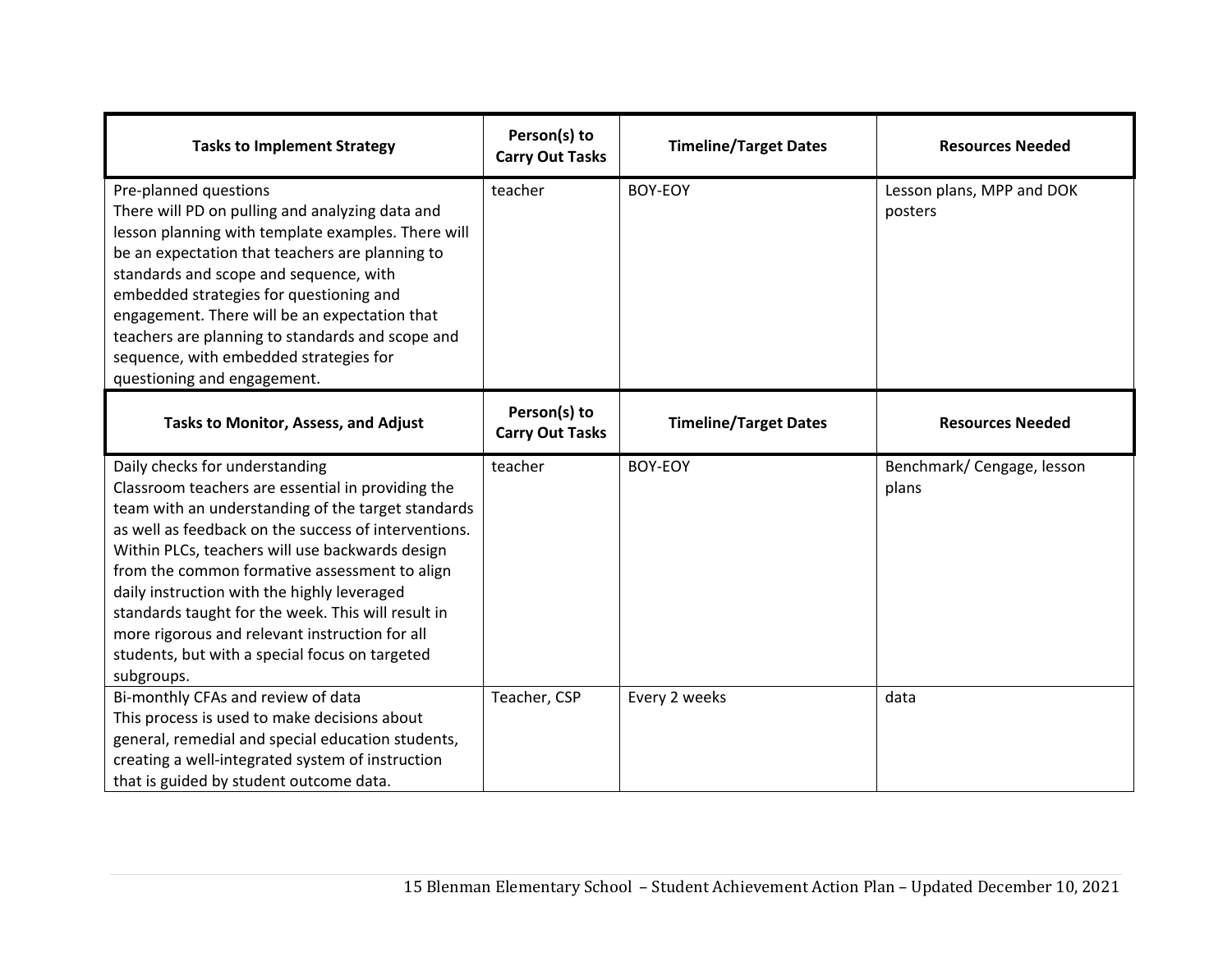| Tasks to Implement Strategy | Person(s) to Carry Out Tasks | Timeline/Target Dates | Resources Needed |
|---|---|---|---|
| Pre-planned questions<br>There will PD on pulling and analyzing data and lesson planning with template examples. There will be an expectation that teachers are planning to standards and scope and sequence, with embedded strategies for questioning and engagement. There will be an expectation that teachers are planning to standards and scope and sequence, with embedded strategies for questioning and engagement. | teacher | BOY-EOY | Lesson plans, MPP and DOK posters |

| Tasks to Monitor, Assess, and Adjust | Person(s) to Carry Out Tasks | Timeline/Target Dates | Resources Needed |
|---|---|---|---|
| Daily checks for understanding<br>Classroom teachers are essential in providing the team with an understanding of the target standards as well as feedback on the success of interventions. Within PLCs, teachers will use backwards design from the common formative assessment to align daily instruction with the highly leveraged standards taught for the week. This will result in more rigorous and relevant instruction for all students, but with a special focus on targeted subgroups. | teacher | BOY-EOY | Benchmark/ Cengage, lesson plans |
| Bi-monthly CFAs and review of data<br>This process is used to make decisions about general, remedial and special education students, creating a well-integrated system of instruction that is guided by student outcome data. | Teacher, CSP | Every 2 weeks | data |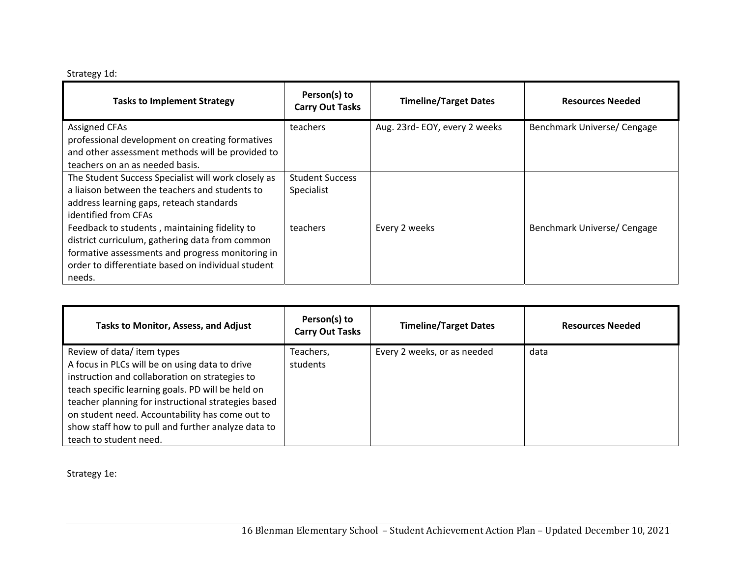Strategy 1d:

| Tasks to Implement Strategy | Person(s) to Carry Out Tasks | Timeline/Target Dates | Resources Needed |
|---|---|---|---|
| Assigned CFAs<br>professional development on creating formatives and other assessment methods will be provided to teachers on an as needed basis. | teachers | Aug. 23rd- EOY, every 2 weeks | Benchmark Universe/ Cengage |
| The Student Success Specialist will work closely as a liaison between the teachers and students to address learning gaps, reteach standards identified from CFAs<br>Feedback to students , maintaining fidelity to district curriculum, gathering data from common formative assessments and progress monitoring in order to differentiate based on individual student needs. | Student Success Specialist<br><br>teachers | <br><br>Every 2 weeks | <br><br>Benchmark Universe/ Cengage |

| Tasks to Monitor, Assess, and Adjust | Person(s) to Carry Out Tasks | Timeline/Target Dates | Resources Needed |
|---|---|---|---|
| Review of data/ item types<br>A focus in PLCs will be on using data to drive instruction and collaboration on strategies to teach specific learning goals. PD will be held on teacher planning for instructional strategies based on student need. Accountability has come out to show staff how to pull and further analyze data to teach to student need. | Teachers, students | Every 2 weeks, or as needed | data |

Strategy 1e: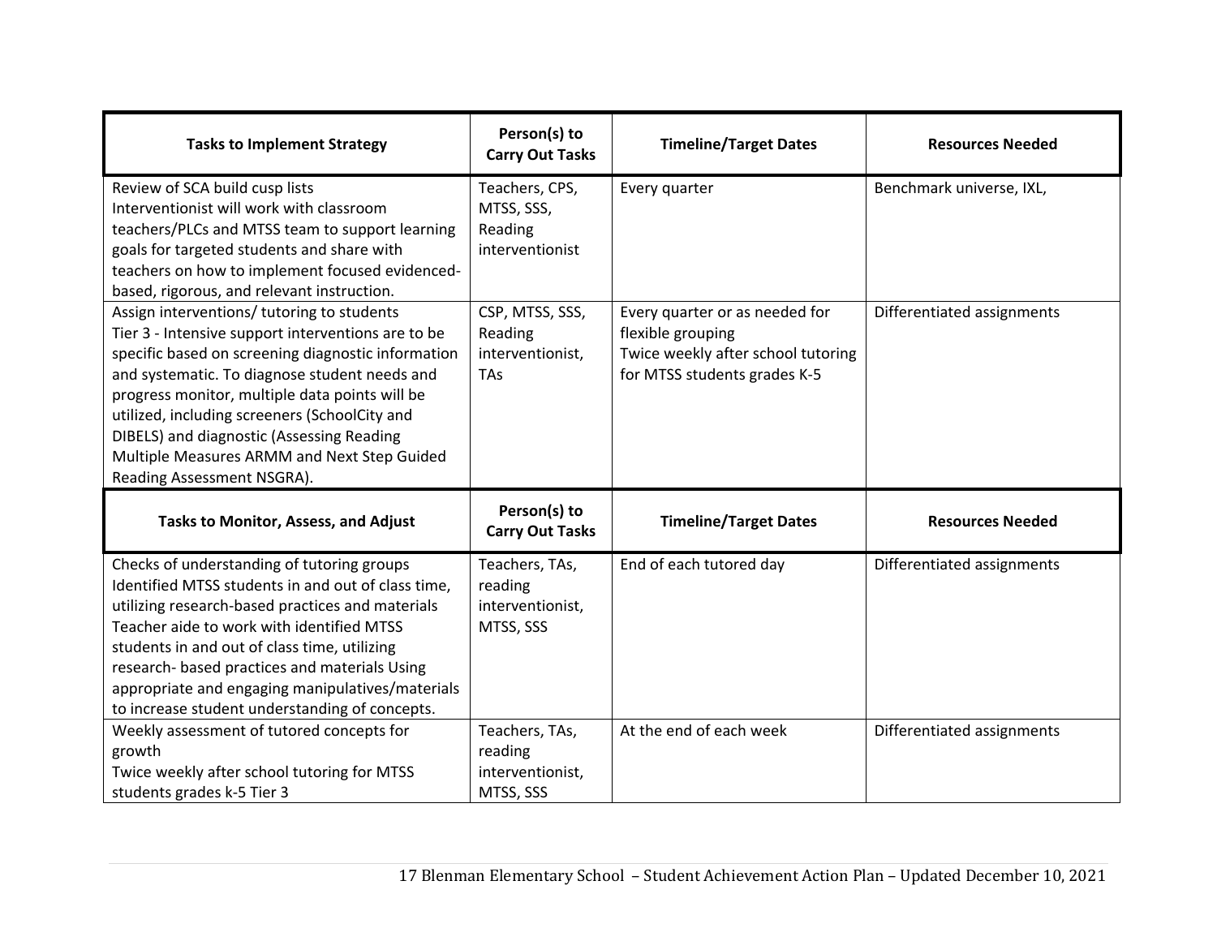| Tasks to Implement Strategy | Person(s) to Carry Out Tasks | Timeline/Target Dates | Resources Needed |
|---|---|---|---|
| Review of SCA build cusp lists<br>Interventionist will work with classroom teachers/PLCs and MTSS team to support learning goals for targeted students and share with teachers on how to implement focused evidenced-based, rigorous, and relevant instruction. | Teachers, CPS, MTSS, SSS, Reading interventionist | Every quarter | Benchmark universe, IXL, |
| Assign interventions/ tutoring to students<br>Tier 3 - Intensive support interventions are to be specific based on screening diagnostic information and systematic. To diagnose student needs and progress monitor, multiple data points will be utilized, including screeners (SchoolCity and DIBELS) and diagnostic (Assessing Reading Multiple Measures ARMM and Next Step Guided Reading Assessment NSGRA). | CSP, MTSS, SSS, Reading interventionist, TAs | Every quarter or as needed for flexible grouping<br>Twice weekly after school tutoring for MTSS students grades K-5 | Differentiated assignments |

| Tasks to Monitor, Assess, and Adjust | Person(s) to Carry Out Tasks | Timeline/Target Dates | Resources Needed |
|---|---|---|---|
| Checks of understanding of tutoring groups<br>Identified MTSS students in and out of class time, utilizing research-based practices and materials<br>Teacher aide to work with identified MTSS students in and out of class time, utilizing research- based practices and materials Using appropriate and engaging manipulatives/materials to increase student understanding of concepts. | Teachers, TAs, reading interventionist, MTSS, SSS | End of each tutored day | Differentiated assignments |
| Weekly assessment of tutored concepts for growth<br>Twice weekly after school tutoring for MTSS students grades k-5 Tier 3 | Teachers, TAs, reading interventionist, MTSS, SSS | At the end of each week | Differentiated assignments |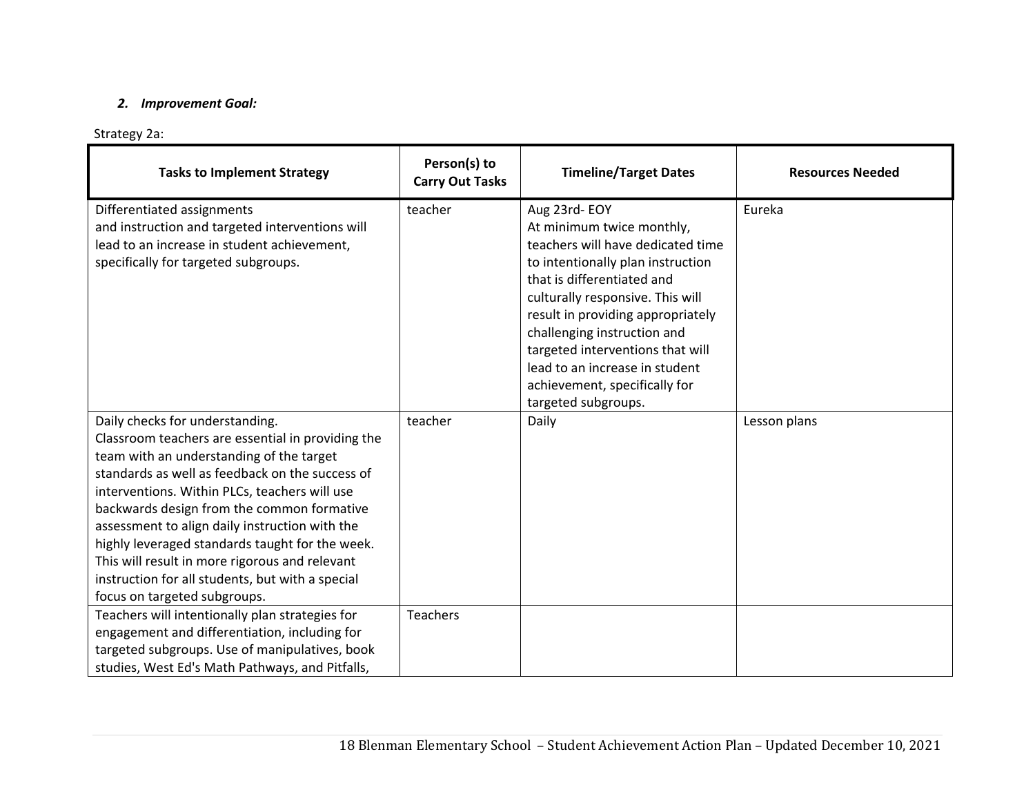### *2. Improvement Goal:*

Strategy 2a:

| Tasks to Implement Strategy | Person(s) to Carry Out Tasks | Timeline/Target Dates | Resources Needed |
|---|---|---|---|
| Differentiated assignments and instruction and targeted interventions will lead to an increase in student achievement, specifically for targeted subgroups. | teacher | Aug 23rd- EOY At minimum twice monthly, teachers will have dedicated time to intentionally plan instruction that is differentiated and culturally responsive. This will result in providing appropriately challenging instruction and targeted interventions that will lead to an increase in student achievement, specifically for targeted subgroups. | Eureka |
| Daily checks for understanding. Classroom teachers are essential in providing the team with an understanding of the target standards as well as feedback on the success of interventions. Within PLCs, teachers will use backwards design from the common formative assessment to align daily instruction with the highly leveraged standards taught for the week. This will result in more rigorous and relevant instruction for all students, but with a special focus on targeted subgroups. | teacher | Daily | Lesson plans |
| Teachers will intentionally plan strategies for engagement and differentiation, including for targeted subgroups. Use of manipulatives, book studies, West Ed's Math Pathways, and Pitfalls, | Teachers | | |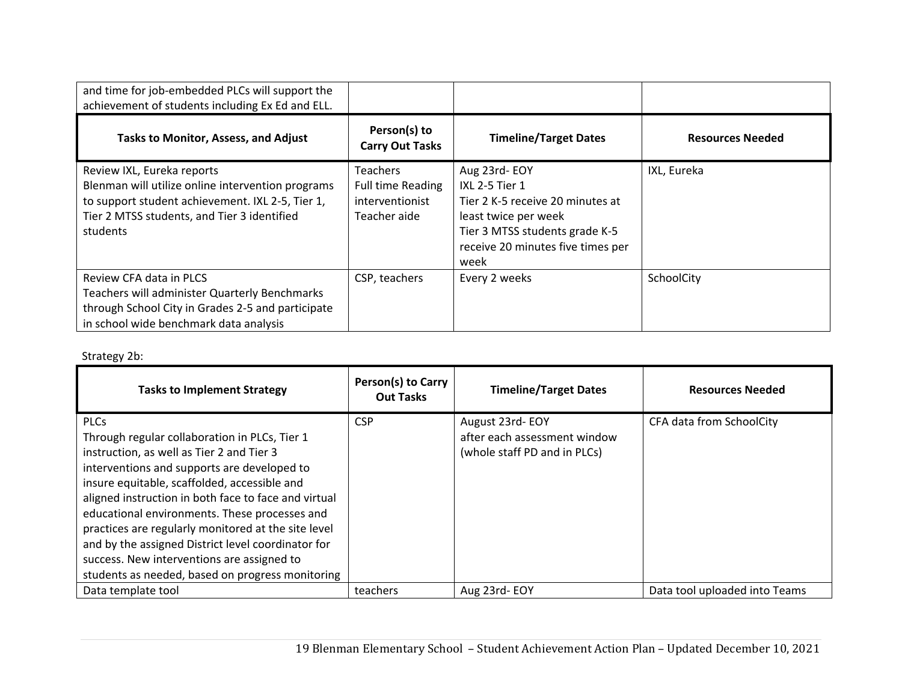| and time for job-embedded PLCs will support the achievement of students including Ex Ed and ELL. | | | |
|---|---|---|---|
| **Tasks to Monitor, Assess, and Adjust** | **Person(s) to Carry Out Tasks** | **Timeline/Target Dates** | **Resources Needed** |
| Review IXL, Eureka reports<br>Blenman will utilize online intervention programs to support student achievement. IXL 2-5, Tier 1, Tier 2 MTSS students, and Tier 3 identified students | Teachers<br>Full time Reading interventionist<br>Teacher aide | Aug 23rd- EOY<br>IXL 2-5 Tier 1<br>Tier 2 K-5 receive 20 minutes at least twice per week<br>Tier 3 MTSS students grade K-5 receive 20 minutes five times per week | IXL, Eureka |
| Review CFA data in PLCS<br>Teachers will administer Quarterly Benchmarks through School City in Grades 2-5 and participate in school wide benchmark data analysis | CSP, teachers | Every 2 weeks | SchoolCity |

Strategy 2b:

| Tasks to Implement Strategy | Person(s) to Carry Out Tasks | Timeline/Target Dates | Resources Needed |
|---|---|---|---|
| PLCs<br>Through regular collaboration in PLCs, Tier 1 instruction, as well as Tier 2 and Tier 3 interventions and supports are developed to insure equitable, scaffolded, accessible and aligned instruction in both face to face and virtual educational environments. These processes and practices are regularly monitored at the site level and by the assigned District level coordinator for success. New interventions are assigned to students as needed, based on progress monitoring | CSP | August 23rd- EOY<br>after each assessment window (whole staff PD and in PLCs) | CFA data from SchoolCity |
| Data template tool | teachers | Aug 23rd- EOY | Data tool uploaded into Teams |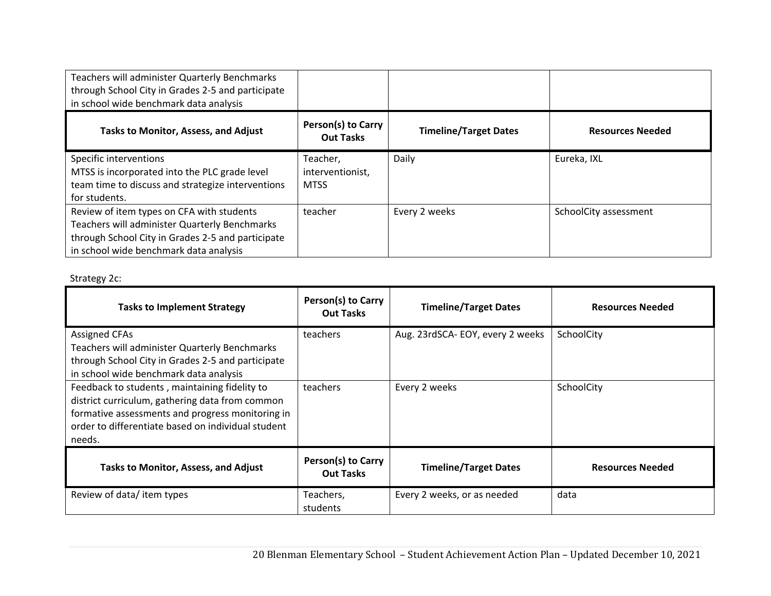| | | | |
|---|---|---|---|
| Teachers will administer Quarterly Benchmarks through School City in Grades 2-5 and participate in school wide benchmark data analysis | | | |
| **Tasks to Monitor, Assess, and Adjust** | **Person(s) to Carry Out Tasks** | **Timeline/Target Dates** | **Resources Needed** |
| Specific interventions<br>MTSS is incorporated into the PLC grade level team time to discuss and strategize interventions for students. | Teacher, interventionist, MTSS | Daily | Eureka, IXL |
| Review of item types on CFA with students<br>Teachers will administer Quarterly Benchmarks through School City in Grades 2-5 and participate in school wide benchmark data analysis | teacher | Every 2 weeks | SchoolCity assessment |

Strategy 2c:

| Tasks to Implement Strategy | Person(s) to Carry Out Tasks | Timeline/Target Dates | Resources Needed |
|---|---|---|---|
| Assigned CFAs<br>Teachers will administer Quarterly Benchmarks through School City in Grades 2-5 and participate in school wide benchmark data analysis | teachers | Aug. 23rdSCA- EOY, every 2 weeks | SchoolCity |
| Feedback to students , maintaining fidelity to district curriculum, gathering data from common formative assessments and progress monitoring in order to differentiate based on individual student needs. | teachers | Every 2 weeks | SchoolCity |
| **Tasks to Monitor, Assess, and Adjust** | **Person(s) to Carry Out Tasks** | **Timeline/Target Dates** | **Resources Needed** |
| Review of data/ item types | Teachers, students | Every 2 weeks, or as needed | data |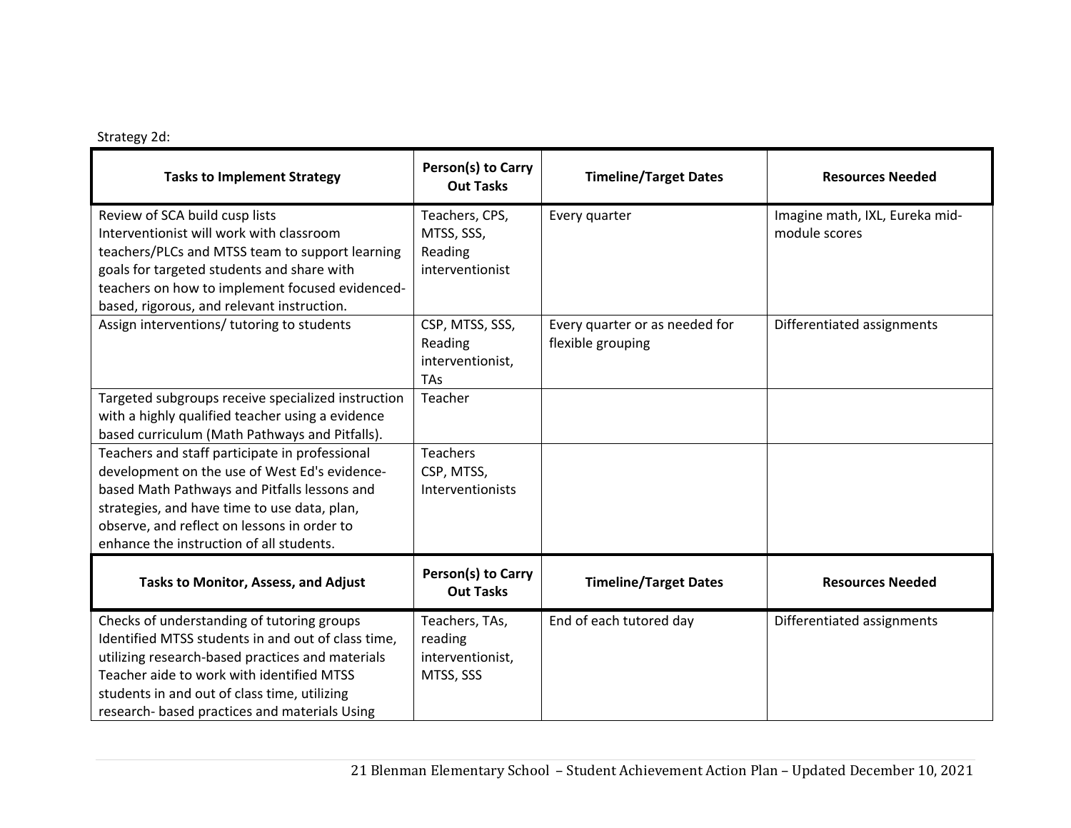Strategy 2d:

| Tasks to Implement Strategy | Person(s) to Carry Out Tasks | Timeline/Target Dates | Resources Needed |
|---|---|---|---|
| Review of SCA build cusp lists<br>Interventionist will work with classroom teachers/PLCs and MTSS team to support learning goals for targeted students and share with teachers on how to implement focused evidenced-based, rigorous, and relevant instruction. | Teachers, CPS, MTSS, SSS, Reading interventionist | Every quarter | Imagine math, IXL, Eureka mid-module scores |
| Assign interventions/ tutoring to students | CSP, MTSS, SSS, Reading interventionist, TAs | Every quarter or as needed for flexible grouping | Differentiated assignments |
| Targeted subgroups receive specialized instruction with a highly qualified teacher using a evidence based curriculum (Math Pathways and Pitfalls). | Teacher | | |
| Teachers and staff participate in professional development on the use of West Ed's evidence-based Math Pathways and Pitfalls lessons and strategies, and have time to use data, plan, observe, and reflect on lessons in order to enhance the instruction of all students. | Teachers<br>CSP, MTSS, Interventionists | | |
| **Tasks to Monitor, Assess, and Adjust** | **Person(s) to Carry Out Tasks** | **Timeline/Target Dates** | **Resources Needed** |
| Checks of understanding of tutoring groups<br>Identified MTSS students in and out of class time, utilizing research-based practices and materials<br>Teacher aide to work with identified MTSS students in and out of class time, utilizing research- based practices and materials Using | Teachers, TAs, reading interventionist, MTSS, SSS | End of each tutored day | Differentiated assignments |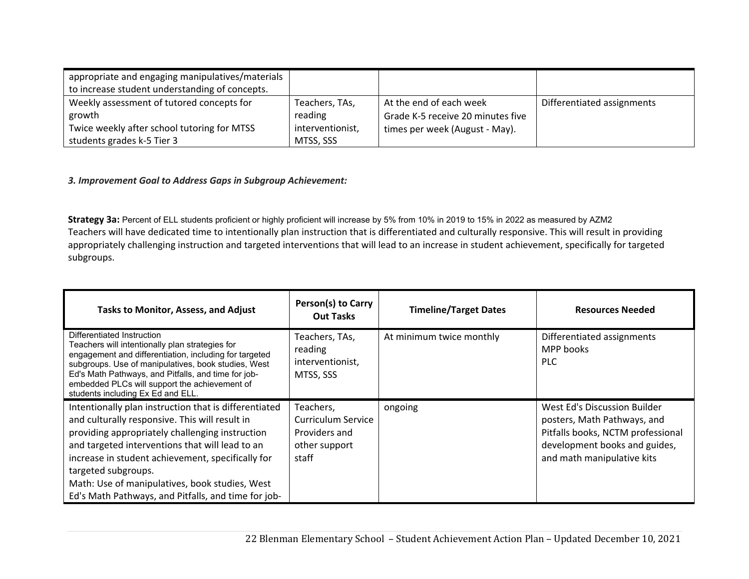| | | | |
|---|---|---|---|
| appropriate and engaging manipulatives/materials to increase student understanding of concepts. | | | |
| Weekly assessment of tutored concepts for growth<br>Twice weekly after school tutoring for MTSS students grades k-5 Tier 3 | Teachers, TAs, reading interventionist, MTSS, SSS | At the end of each week<br>Grade K-5 receive 20 minutes five times per week (August - May). | Differentiated assignments |

***3. Improvement Goal to Address Gaps in Subgroup Achievement:***

**Strategy 3a:** Percent of ELL students proficient or highly proficient will increase by 5% from 10% in 2019 to 15% in 2022 as measured by AZM2
Teachers will have dedicated time to intentionally plan instruction that is differentiated and culturally responsive. This will result in providing appropriately challenging instruction and targeted interventions that will lead to an increase in student achievement, specifically for targeted subgroups.

| Tasks to Monitor, Assess, and Adjust | Person(s) to Carry Out Tasks | Timeline/Target Dates | Resources Needed |
|---|---|---|---|
| Differentiated Instruction<br>Teachers will intentionally plan strategies for engagement and differentiation, including for targeted subgroups. Use of manipulatives, book studies, West Ed's Math Pathways, and Pitfalls, and time for job-embedded PLCs will support the achievement of students including Ex Ed and ELL. | Teachers, TAs, reading interventionist, MTSS, SSS | At minimum twice monthly | Differentiated assignments<br>MPP books<br>PLC |
| Intentionally plan instruction that is differentiated and culturally responsive. This will result in providing appropriately challenging instruction and targeted interventions that will lead to an increase in student achievement, specifically for targeted subgroups.<br>Math: Use of manipulatives, book studies, West Ed's Math Pathways, and Pitfalls, and time for job- | Teachers, Curriculum Service Providers and other support staff | ongoing | West Ed's Discussion Builder posters, Math Pathways, and Pitfalls books, NCTM professional development books and guides, and math manipulative kits |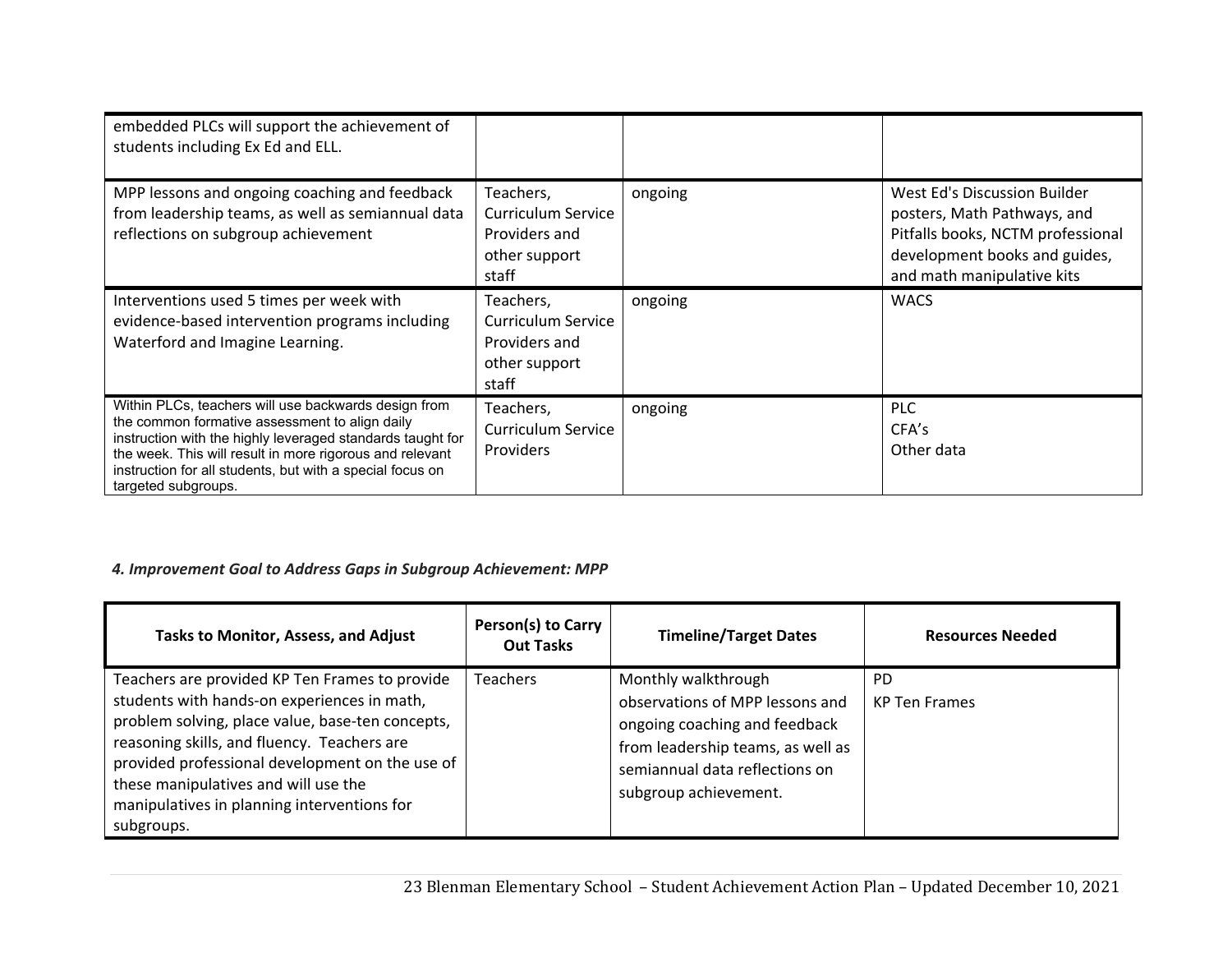| | | | |
|---|---|---|---|
| embedded PLCs will support the achievement of students including Ex Ed and ELL. | | | |
| MPP lessons and ongoing coaching and feedback from leadership teams, as well as semiannual data reflections on subgroup achievement | Teachers, Curriculum Service Providers and other support staff | ongoing | West Ed's Discussion Builder posters, Math Pathways, and Pitfalls books, NCTM professional development books and guides, and math manipulative kits |
| Interventions used 5 times per week with evidence-based intervention programs including Waterford and Imagine Learning. | Teachers, Curriculum Service Providers and other support staff | ongoing | WACS |
| Within PLCs, teachers will use backwards design from the common formative assessment to align daily instruction with the highly leveraged standards taught for the week. This will result in more rigorous and relevant instruction for all students, but with a special focus on targeted subgroups. | Teachers, Curriculum Service Providers | ongoing | PLC<br>CFA's<br>Other data |

***4. Improvement Goal to Address Gaps in Subgroup Achievement: MPP***

| Tasks to Monitor, Assess, and Adjust | Person(s) to Carry Out Tasks | Timeline/Target Dates | Resources Needed |
|---|---|---|---|
| Teachers are provided KP Ten Frames to provide students with hands-on experiences in math, problem solving, place value, base-ten concepts, reasoning skills, and fluency. Teachers are provided professional development on the use of these manipulatives and will use the manipulatives in planning interventions for subgroups. | Teachers | Monthly walkthrough observations of MPP lessons and ongoing coaching and feedback from leadership teams, as well as semiannual data reflections on subgroup achievement. | PD<br>KP Ten Frames |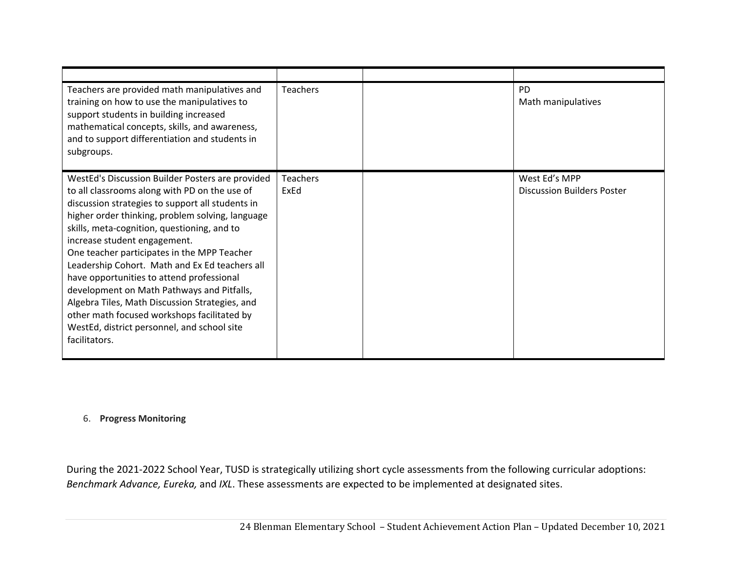| | | | |
|---|---|---|---|
| Teachers are provided math manipulatives and training on how to use the manipulatives to support students in building increased mathematical concepts, skills, and awareness, and to support differentiation and students in subgroups. | Teachers | | PD<br>Math manipulatives |
| WestEd's Discussion Builder Posters are provided to all classrooms along with PD on the use of discussion strategies to support all students in higher order thinking, problem solving, language skills, meta-cognition, questioning, and to increase student engagement.<br>One teacher participates in the MPP Teacher Leadership Cohort. Math and Ex Ed teachers all have opportunities to attend professional development on Math Pathways and Pitfalls, Algebra Tiles, Math Discussion Strategies, and other math focused workshops facilitated by WestEd, district personnel, and school site facilitators. | Teachers<br>ExEd | | West Ed's MPP<br>Discussion Builders Poster |

6. **Progress Monitoring**

During the 2021-2022 School Year, TUSD is strategically utilizing short cycle assessments from the following curricular adoptions: *Benchmark Advance, Eureka,* and *IXL*. These assessments are expected to be implemented at designated sites.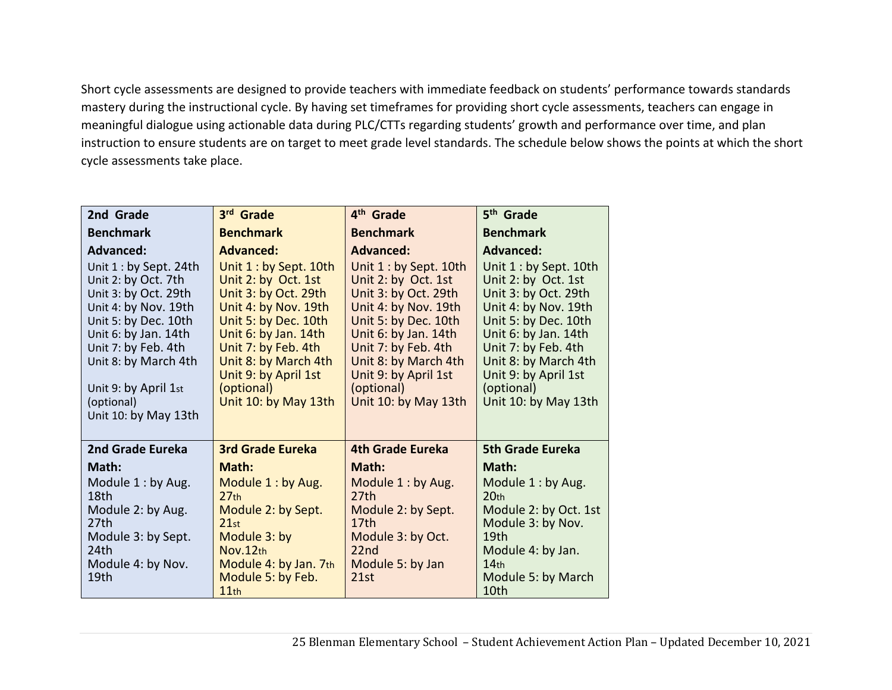Short cycle assessments are designed to provide teachers with immediate feedback on students' performance towards standards mastery during the instructional cycle. By having set timeframes for providing short cycle assessments, teachers can engage in meaningful dialogue using actionable data during PLC/CTTs regarding students' growth and performance over time, and plan instruction to ensure students are on target to meet grade level standards. The schedule below shows the points at which the short cycle assessments take place.

| 2nd Grade Benchmark Advanced: | 3rd Grade Benchmark Advanced: | 4th Grade Benchmark Advanced: | 5th Grade Benchmark Advanced: |
|---|---|---|---|
| Unit 1 : by Sept. 24th<br>Unit 2: by Oct. 7th<br>Unit 3: by Oct. 29th<br>Unit 4: by Nov. 19th<br>Unit 5: by Dec. 10th<br>Unit 6: by Jan. 14th<br>Unit 7: by Feb. 4th<br>Unit 8: by March 4th<br>Unit 9: by April 1st (optional)<br>Unit 10: by May 13th | Unit 1 : by Sept. 10th<br>Unit 2: by Oct. 1st<br>Unit 3: by Oct. 29th<br>Unit 4: by Nov. 19th<br>Unit 5: by Dec. 10th<br>Unit 6: by Jan. 14th<br>Unit 7: by Feb. 4th<br>Unit 8: by March 4th<br>Unit 9: by April 1st (optional)<br>Unit 10: by May 13th | Unit 1 : by Sept. 10th<br>Unit 2: by Oct. 1st<br>Unit 3: by Oct. 29th<br>Unit 4: by Nov. 19th<br>Unit 5: by Dec. 10th<br>Unit 6: by Jan. 14th<br>Unit 7: by Feb. 4th<br>Unit 8: by March 4th<br>Unit 9: by April 1st (optional)<br>Unit 10: by May 13th | Unit 1 : by Sept. 10th<br>Unit 2: by Oct. 1st<br>Unit 3: by Oct. 29th<br>Unit 4: by Nov. 19th<br>Unit 5: by Dec. 10th<br>Unit 6: by Jan. 14th<br>Unit 7: by Feb. 4th<br>Unit 8: by March 4th<br>Unit 9: by April 1st (optional)<br>Unit 10: by May 13th |
| **2nd Grade Eureka Math:** | **3rd Grade Eureka Math:** | **4th Grade Eureka Math:** | **5th Grade Eureka Math:** |
| Module 1 : by Aug. 18th<br>Module 2: by Aug. 27th<br>Module 3: by Sept. 24th<br>Module 4: by Nov. 19th | Module 1 : by Aug. 27th<br>Module 2: by Sept. 21st<br>Module 3: by Nov.12th<br>Module 4: by Jan. 7th<br>Module 5: by Feb. 11th | Module 1 : by Aug. 27th<br>Module 2: by Sept. 17th<br>Module 3: by Oct. 22nd<br>Module 5: by Jan 21st | Module 1 : by Aug. 20th<br>Module 2: by Oct. 1st<br>Module 3: by Nov. 19th<br>Module 4: by Jan. 14th<br>Module 5: by March 10th |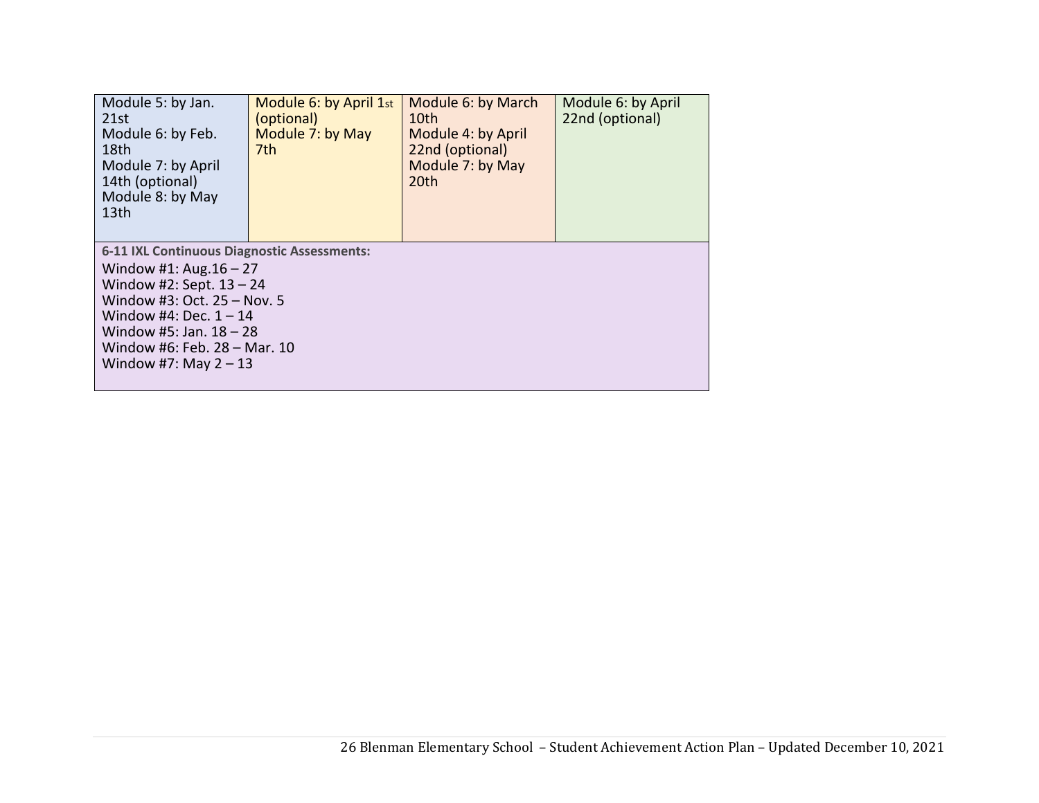| | | | |
|---|---|---|---|
| Module 5: by Jan. 21st<br>Module 6: by Feb. 18th<br>Module 7: by April 14th (optional)<br>Module 8: by May 13th | Module 6: by April 1st (optional)<br>Module 7: by May 7th | Module 6: by March 10th<br>Module 4: by April 22nd (optional)<br>Module 7: by May 20th | Module 6: by April 22nd (optional) |
| **6-11 IXL Continuous Diagnostic Assessments:**<br>Window #1: Aug.16 – 27<br>Window #2: Sept. 13 – 24<br>Window #3: Oct. 25 – Nov. 5<br>Window #4: Dec. 1 – 14<br>Window #5: Jan. 18 – 28<br>Window #6: Feb. 28 – Mar. 10<br>Window #7: May 2 – 13 | | | |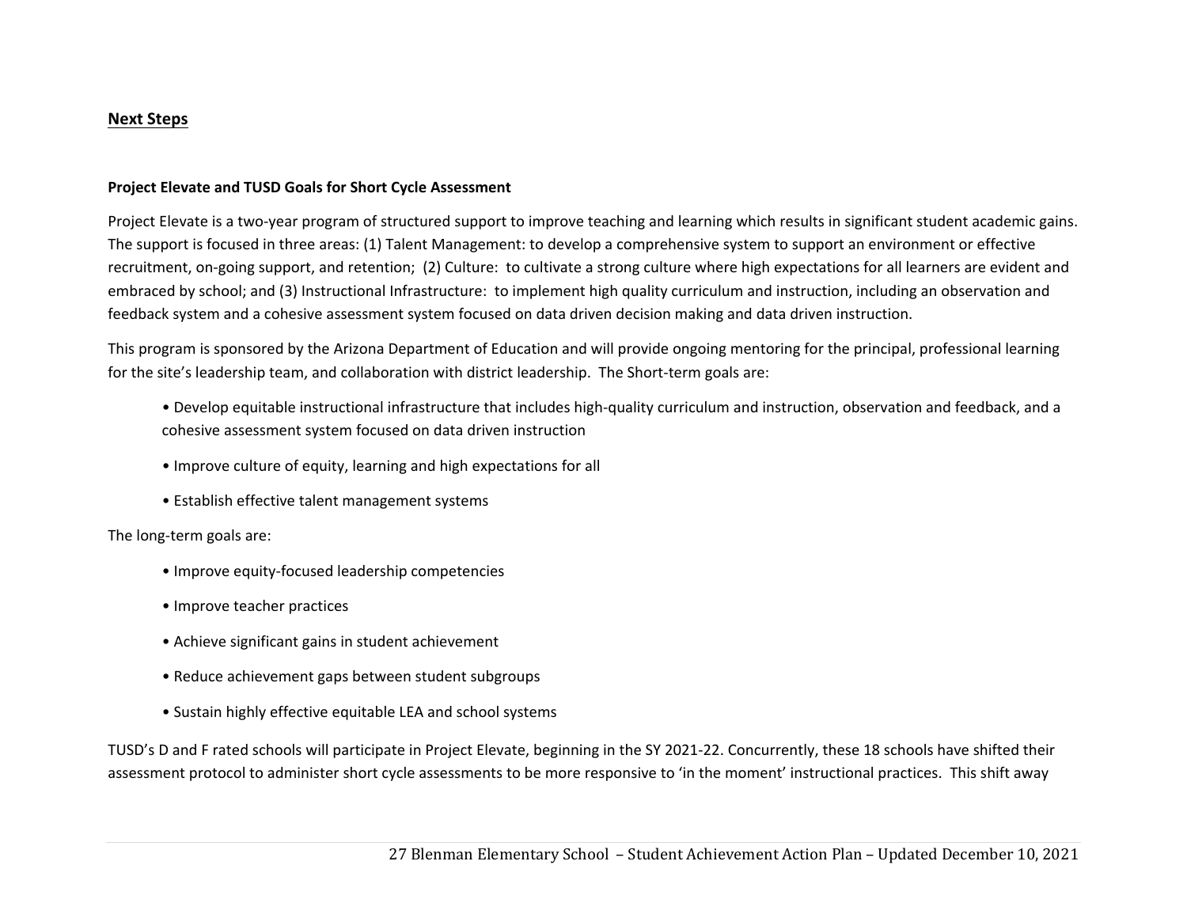## Next Steps

### Project Elevate and TUSD Goals for Short Cycle Assessment

Project Elevate is a two-year program of structured support to improve teaching and learning which results in significant student academic gains. The support is focused in three areas: (1) Talent Management: to develop a comprehensive system to support an environment or effective recruitment, on-going support, and retention; (2) Culture: to cultivate a strong culture where high expectations for all learners are evident and embraced by school; and (3) Instructional Infrastructure: to implement high quality curriculum and instruction, including an observation and feedback system and a cohesive assessment system focused on data driven decision making and data driven instruction.

This program is sponsored by the Arizona Department of Education and will provide ongoing mentoring for the principal, professional learning for the site's leadership team, and collaboration with district leadership. The Short-term goals are:

- Develop equitable instructional infrastructure that includes high-quality curriculum and instruction, observation and feedback, and a cohesive assessment system focused on data driven instruction
- Improve culture of equity, learning and high expectations for all
- Establish effective talent management systems

The long-term goals are:

- Improve equity-focused leadership competencies
- Improve teacher practices
- Achieve significant gains in student achievement
- Reduce achievement gaps between student subgroups
- Sustain highly effective equitable LEA and school systems

TUSD's D and F rated schools will participate in Project Elevate, beginning in the SY 2021-22. Concurrently, these 18 schools have shifted their assessment protocol to administer short cycle assessments to be more responsive to 'in the moment' instructional practices. This shift away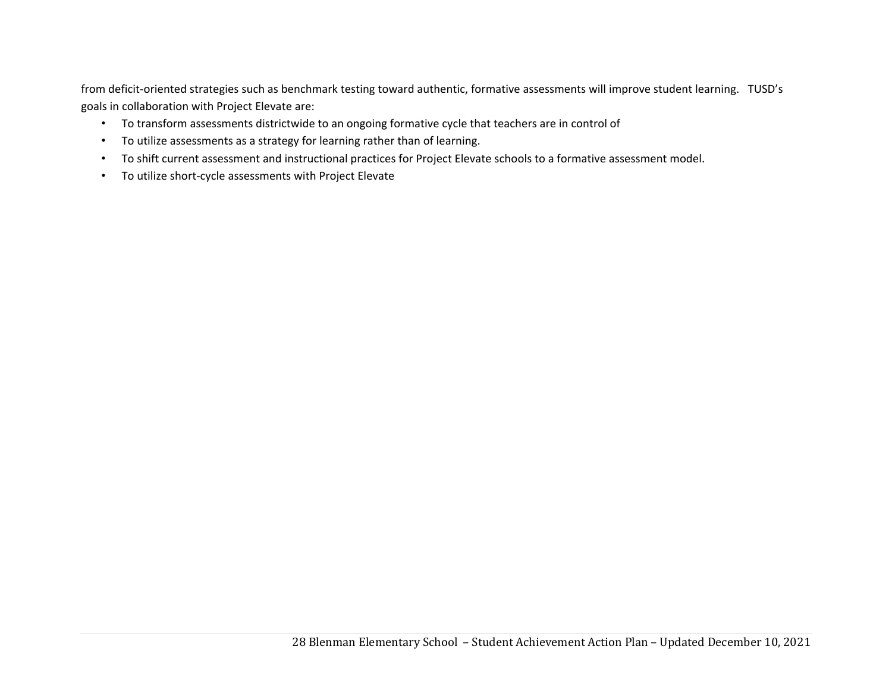from deficit-oriented strategies such as benchmark testing toward authentic, formative assessments will improve student learning. TUSD's goals in collaboration with Project Elevate are:

- To transform assessments districtwide to an ongoing formative cycle that teachers are in control of
- To utilize assessments as a strategy for learning rather than of learning.
- To shift current assessment and instructional practices for Project Elevate schools to a formative assessment model.
- To utilize short-cycle assessments with Project Elevate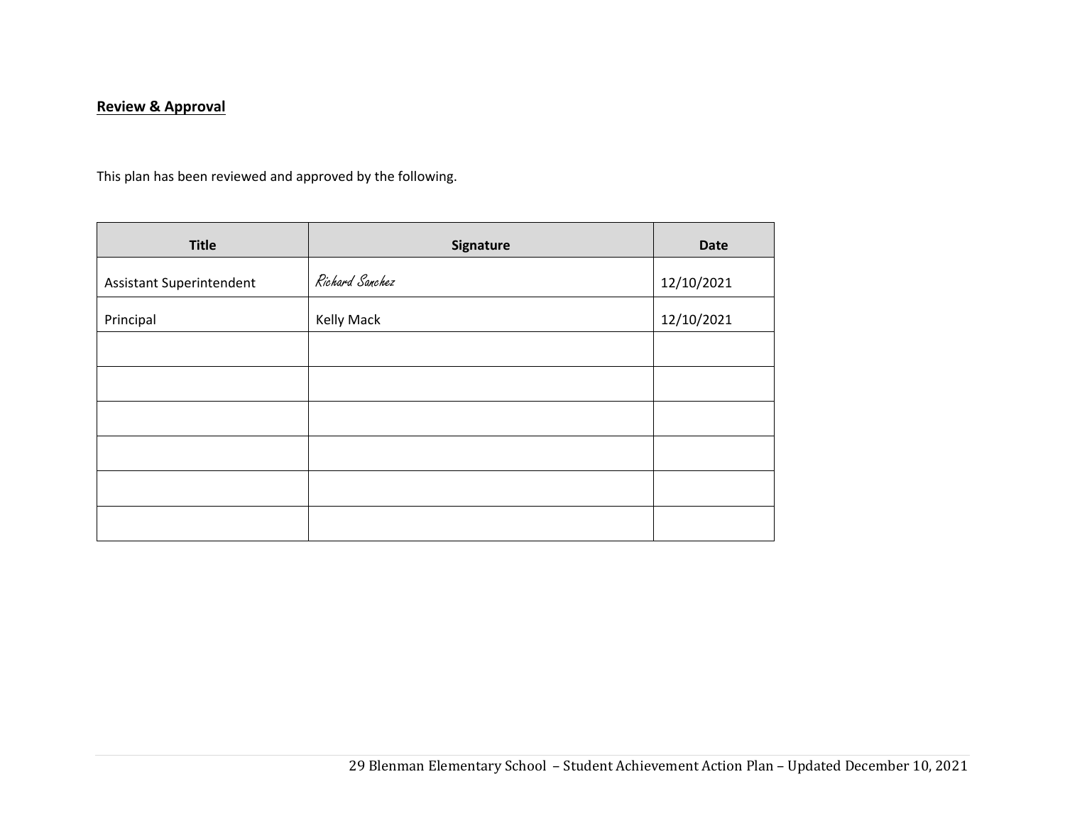**Review & Approval**

This plan has been reviewed and approved by the following.

| Title | Signature | Date |
|---|---|---|
| Assistant Superintendent | Richard Sanchez | 12/10/2021 |
| Principal | Kelly Mack | 12/10/2021 |
| | | |
| | | |
| | | |
| | | |
| | | |
| | | |